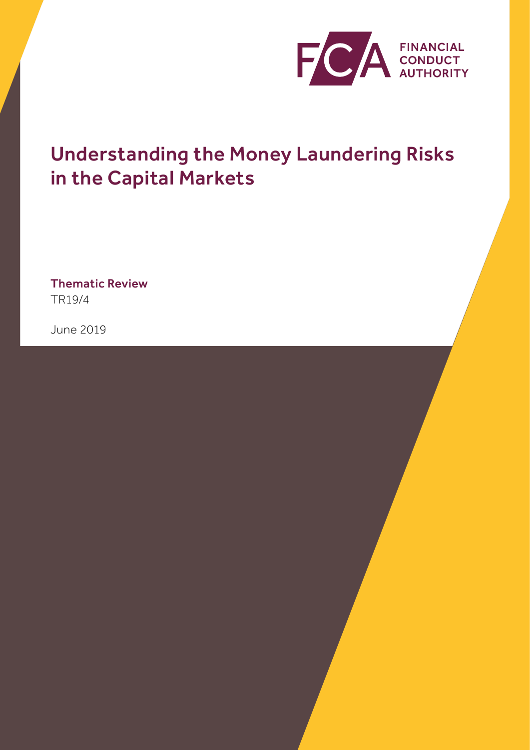FINANCIAL CONDUCT AUTHORITY

# Understanding the Money Laundering Risks in the Capital Markets

**Thematic Review**

TR19/4

June 2019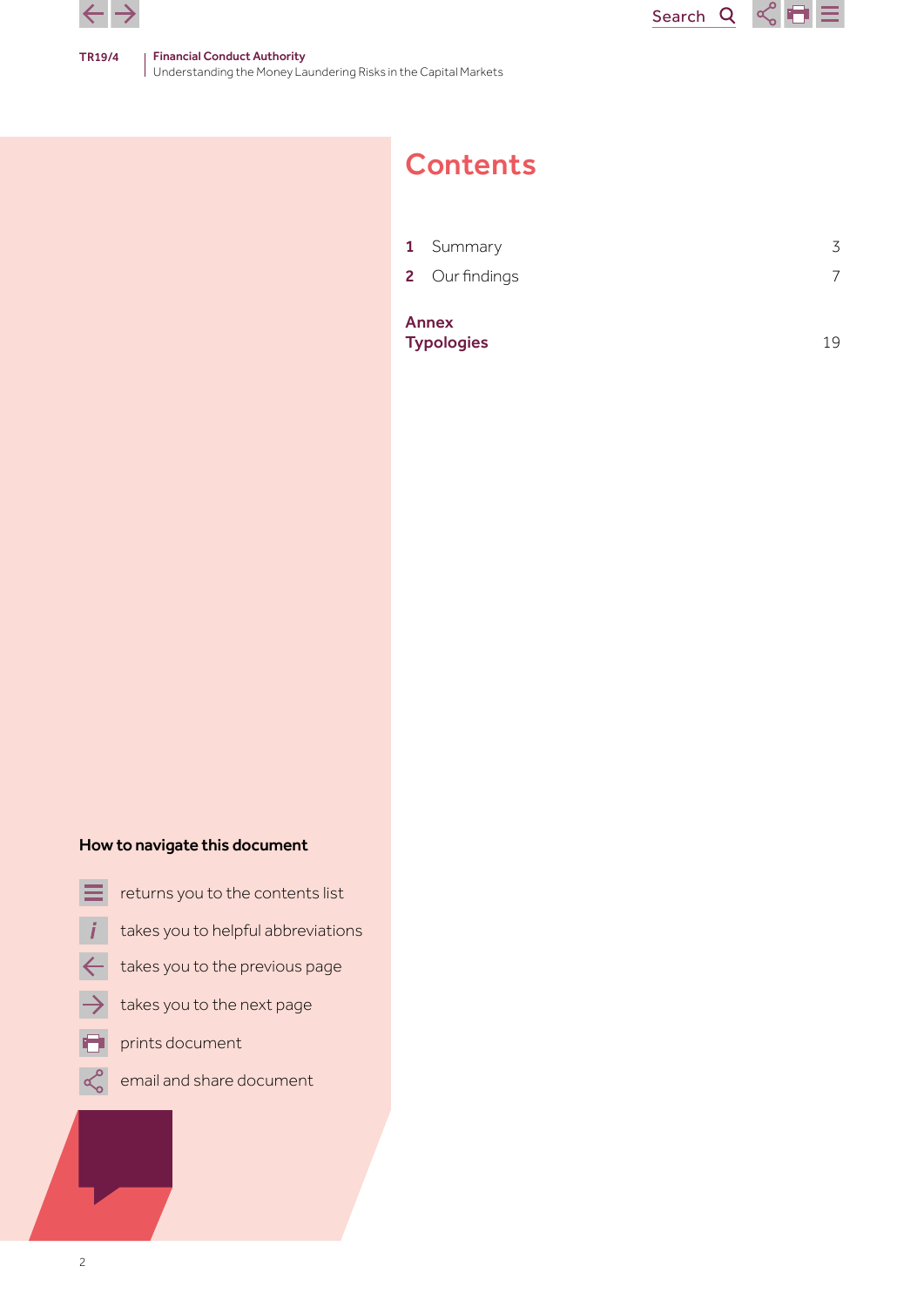# Contents

| | | |
|---|---|---|
| **1** | Summary | 3 |
| **2** | Our findings | 7 |

**Annex**
**Typologies** 19

**How to navigate this document**

- returns you to the contents list
- takes you to helpful abbreviations
- takes you to the previous page
- takes you to the next page
- prints document
- email and share document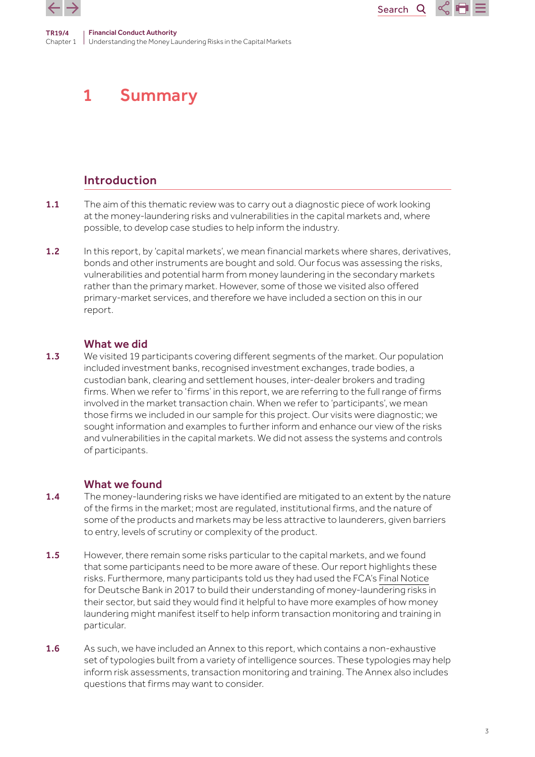# 1 Summary

## Introduction

1.1 The aim of this thematic review was to carry out a diagnostic piece of work looking at the money-laundering risks and vulnerabilities in the capital markets and, where possible, to develop case studies to help inform the industry.

1.2 In this report, by 'capital markets', we mean financial markets where shares, derivatives, bonds and other instruments are bought and sold. Our focus was assessing the risks, vulnerabilities and potential harm from money laundering in the secondary markets rather than the primary market. However, some of those we visited also offered primary-market services, and therefore we have included a section on this in our report.

### What we did

1.3 We visited 19 participants covering different segments of the market. Our population included investment banks, recognised investment exchanges, trade bodies, a custodian bank, clearing and settlement houses, inter-dealer brokers and trading firms. When we refer to 'firms' in this report, we are referring to the full range of firms involved in the market transaction chain. When we refer to 'participants', we mean those firms we included in our sample for this project. Our visits were diagnostic; we sought information and examples to further inform and enhance our view of the risks and vulnerabilities in the capital markets. We did not assess the systems and controls of participants.

### What we found

1.4 The money-laundering risks we have identified are mitigated to an extent by the nature of the firms in the market; most are regulated, institutional firms, and the nature of some of the products and markets may be less attractive to launderers, given barriers to entry, levels of scrutiny or complexity of the product.

1.5 However, there remain some risks particular to the capital markets, and we found that some participants need to be more aware of these. Our report highlights these risks. Furthermore, many participants told us they had used the FCA's Final Notice for Deutsche Bank in 2017 to build their understanding of money-laundering risks in their sector, but said they would find it helpful to have more examples of how money laundering might manifest itself to help inform transaction monitoring and training in particular.

1.6 As such, we have included an Annex to this report, which contains a non-exhaustive set of typologies built from a variety of intelligence sources. These typologies may help inform risk assessments, transaction monitoring and training. The Annex also includes questions that firms may want to consider.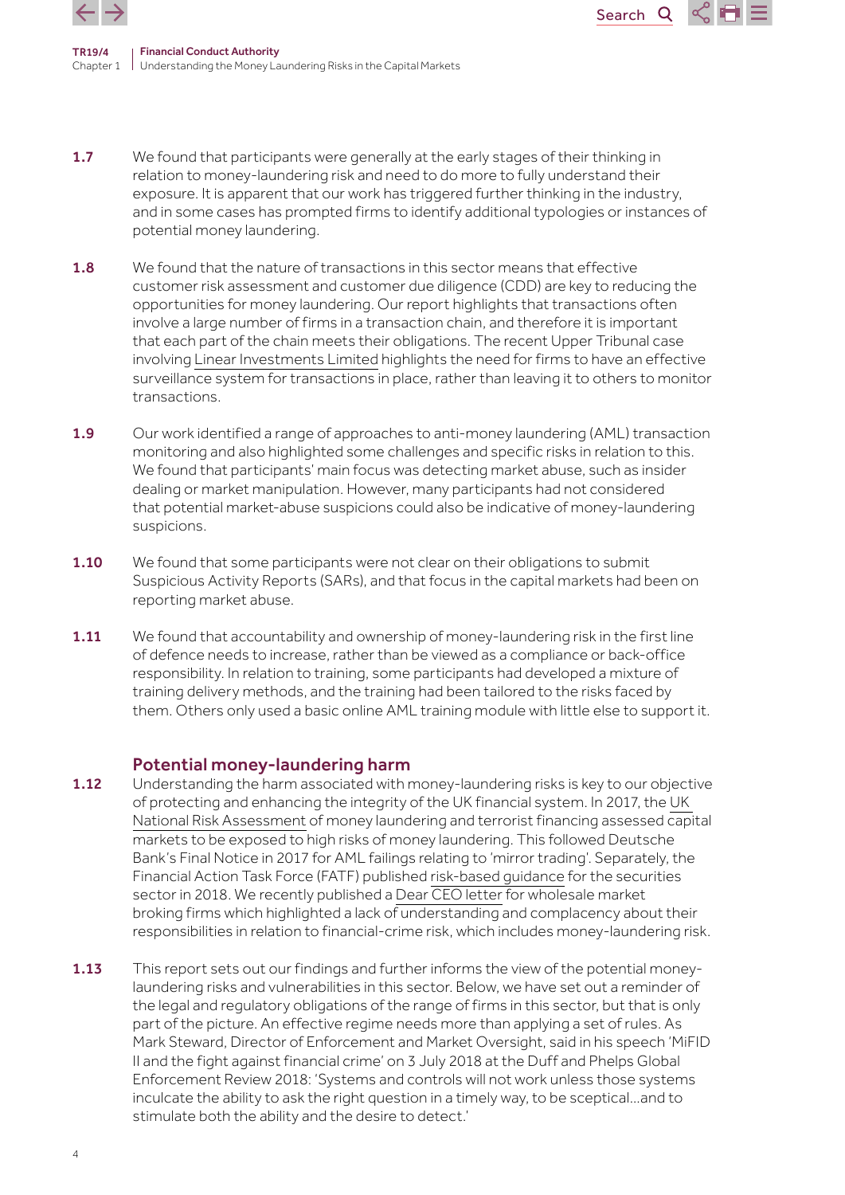**1.7** We found that participants were generally at the early stages of their thinking in relation to money-laundering risk and need to do more to fully understand their exposure. It is apparent that our work has triggered further thinking in the industry, and in some cases has prompted firms to identify additional typologies or instances of potential money laundering.

**1.8** We found that the nature of transactions in this sector means that effective customer risk assessment and customer due diligence (CDD) are key to reducing the opportunities for money laundering. Our report highlights that transactions often involve a large number of firms in a transaction chain, and therefore it is important that each part of the chain meets their obligations. The recent Upper Tribunal case involving Linear Investments Limited highlights the need for firms to have an effective surveillance system for transactions in place, rather than leaving it to others to monitor transactions.

**1.9** Our work identified a range of approaches to anti-money laundering (AML) transaction monitoring and also highlighted some challenges and specific risks in relation to this. We found that participants' main focus was detecting market abuse, such as insider dealing or market manipulation. However, many participants had not considered that potential market-abuse suspicions could also be indicative of money-laundering suspicions.

**1.10** We found that some participants were not clear on their obligations to submit Suspicious Activity Reports (SARs), and that focus in the capital markets had been on reporting market abuse.

**1.11** We found that accountability and ownership of money-laundering risk in the first line of defence needs to increase, rather than be viewed as a compliance or back-office responsibility. In relation to training, some participants had developed a mixture of training delivery methods, and the training had been tailored to the risks faced by them. Others only used a basic online AML training module with little else to support it.

## Potential money-laundering harm

**1.12** Understanding the harm associated with money-laundering risks is key to our objective of protecting and enhancing the integrity of the UK financial system. In 2017, the UK National Risk Assessment of money laundering and terrorist financing assessed capital markets to be exposed to high risks of money laundering. This followed Deutsche Bank's Final Notice in 2017 for AML failings relating to 'mirror trading'. Separately, the Financial Action Task Force (FATF) published risk-based guidance for the securities sector in 2018. We recently published a Dear CEO letter for wholesale market broking firms which highlighted a lack of understanding and complacency about their responsibilities in relation to financial-crime risk, which includes money-laundering risk.

**1.13** This report sets out our findings and further informs the view of the potential money-laundering risks and vulnerabilities in this sector. Below, we have set out a reminder of the legal and regulatory obligations of the range of firms in this sector, but that is only part of the picture. An effective regime needs more than applying a set of rules. As Mark Steward, Director of Enforcement and Market Oversight, said in his speech 'MiFID II and the fight against financial crime' on 3 July 2018 at the Duff and Phelps Global Enforcement Review 2018: 'Systems and controls will not work unless those systems inculcate the ability to ask the right question in a timely way, to be sceptical...and to stimulate both the ability and the desire to detect.'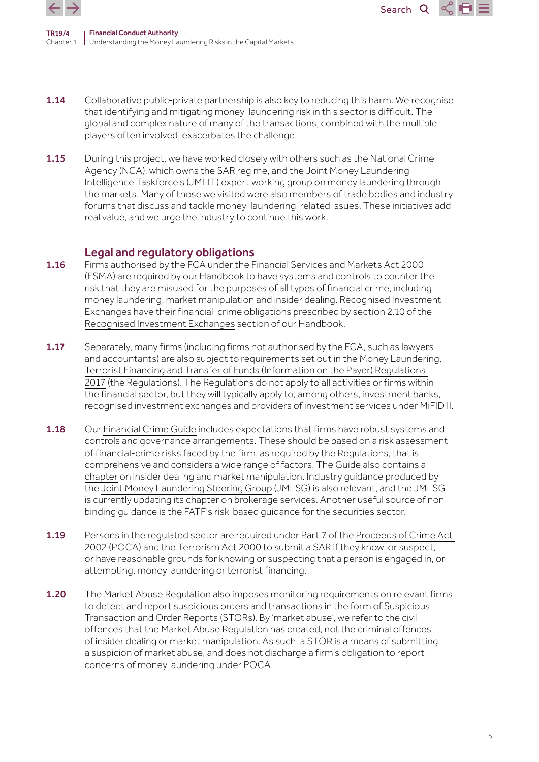**1.14** Collaborative public-private partnership is also key to reducing this harm. We recognise that identifying and mitigating money-laundering risk in this sector is difficult. The global and complex nature of many of the transactions, combined with the multiple players often involved, exacerbates the challenge.

**1.15** During this project, we have worked closely with others such as the National Crime Agency (NCA), which owns the SAR regime, and the Joint Money Laundering Intelligence Taskforce's (JMLIT) expert working group on money laundering through the markets. Many of those we visited were also members of trade bodies and industry forums that discuss and tackle money-laundering-related issues. These initiatives add real value, and we urge the industry to continue this work.

## Legal and regulatory obligations

**1.16** Firms authorised by the FCA under the Financial Services and Markets Act 2000 (FSMA) are required by our Handbook to have systems and controls to counter the risk that they are misused for the purposes of all types of financial crime, including money laundering, market manipulation and insider dealing. Recognised Investment Exchanges have their financial-crime obligations prescribed by section 2.10 of the Recognised Investment Exchanges section of our Handbook.

**1.17** Separately, many firms (including firms not authorised by the FCA, such as lawyers and accountants) are also subject to requirements set out in the Money Laundering, Terrorist Financing and Transfer of Funds (Information on the Payer) Regulations 2017 (the Regulations). The Regulations do not apply to all activities or firms within the financial sector, but they will typically apply to, among others, investment banks, recognised investment exchanges and providers of investment services under MiFID II.

**1.18** Our Financial Crime Guide includes expectations that firms have robust systems and controls and governance arrangements. These should be based on a risk assessment of financial-crime risks faced by the firm, as required by the Regulations, that is comprehensive and considers a wide range of factors. The Guide also contains a chapter on insider dealing and market manipulation. Industry guidance produced by the Joint Money Laundering Steering Group (JMLSG) is also relevant, and the JMLSG is currently updating its chapter on brokerage services. Another useful source of non-binding guidance is the FATF's risk-based guidance for the securities sector.

**1.19** Persons in the regulated sector are required under Part 7 of the Proceeds of Crime Act 2002 (POCA) and the Terrorism Act 2000 to submit a SAR if they know, or suspect, or have reasonable grounds for knowing or suspecting that a person is engaged in, or attempting, money laundering or terrorist financing.

**1.20** The Market Abuse Regulation also imposes monitoring requirements on relevant firms to detect and report suspicious orders and transactions in the form of Suspicious Transaction and Order Reports (STORs). By 'market abuse', we refer to the civil offences that the Market Abuse Regulation has created, not the criminal offences of insider dealing or market manipulation. As such, a STOR is a means of submitting a suspicion of market abuse, and does not discharge a firm's obligation to report concerns of money laundering under POCA.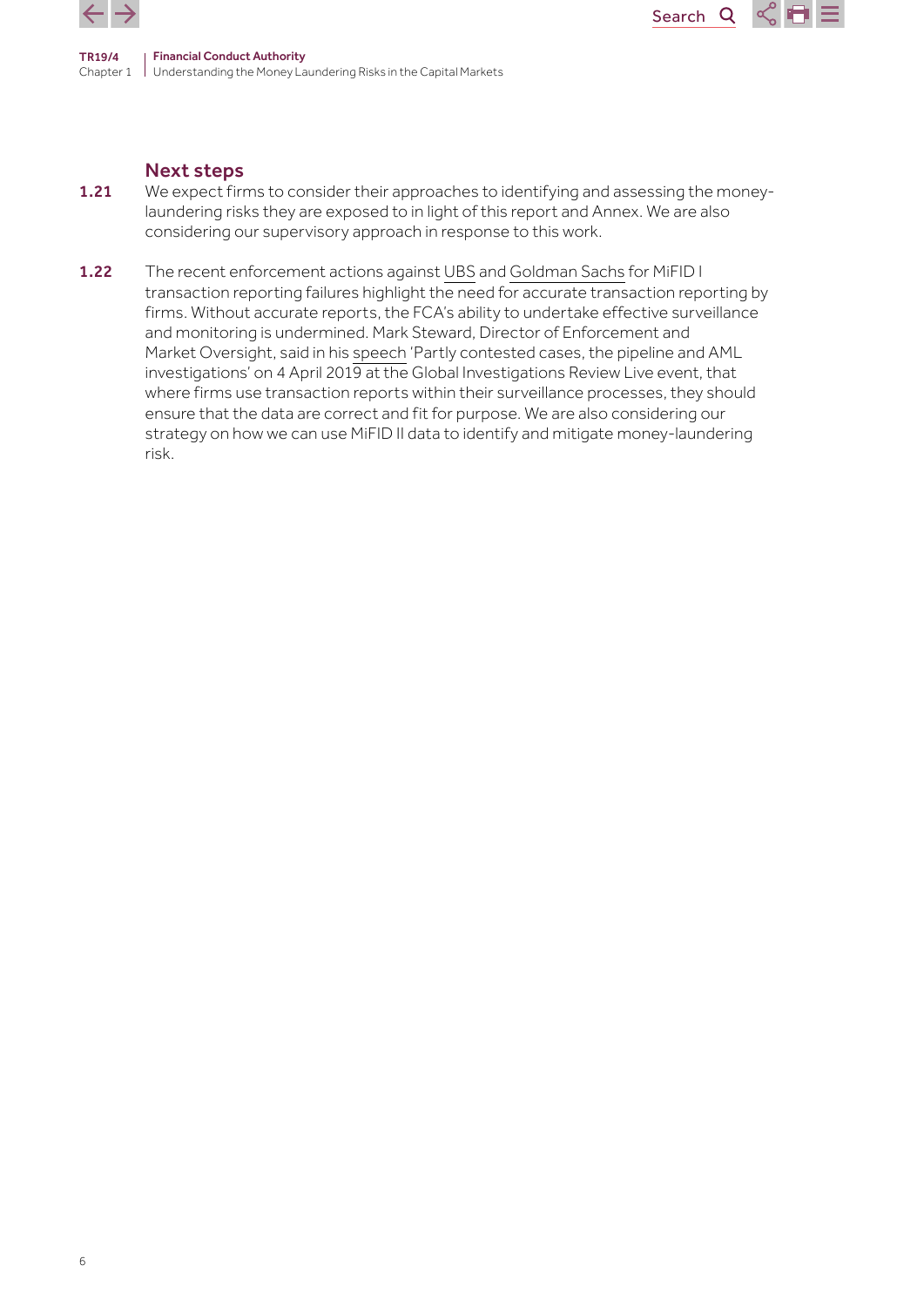## Next steps

**1.21** We expect firms to consider their approaches to identifying and assessing the money-laundering risks they are exposed to in light of this report and Annex. We are also considering our supervisory approach in response to this work.

**1.22** The recent enforcement actions against UBS and Goldman Sachs for MiFID I transaction reporting failures highlight the need for accurate transaction reporting by firms. Without accurate reports, the FCA's ability to undertake effective surveillance and monitoring is undermined. Mark Steward, Director of Enforcement and Market Oversight, said in his speech 'Partly contested cases, the pipeline and AML investigations' on 4 April 2019 at the Global Investigations Review Live event, that where firms use transaction reports within their surveillance processes, they should ensure that the data are correct and fit for purpose. We are also considering our strategy on how we can use MiFID II data to identify and mitigate money-laundering risk.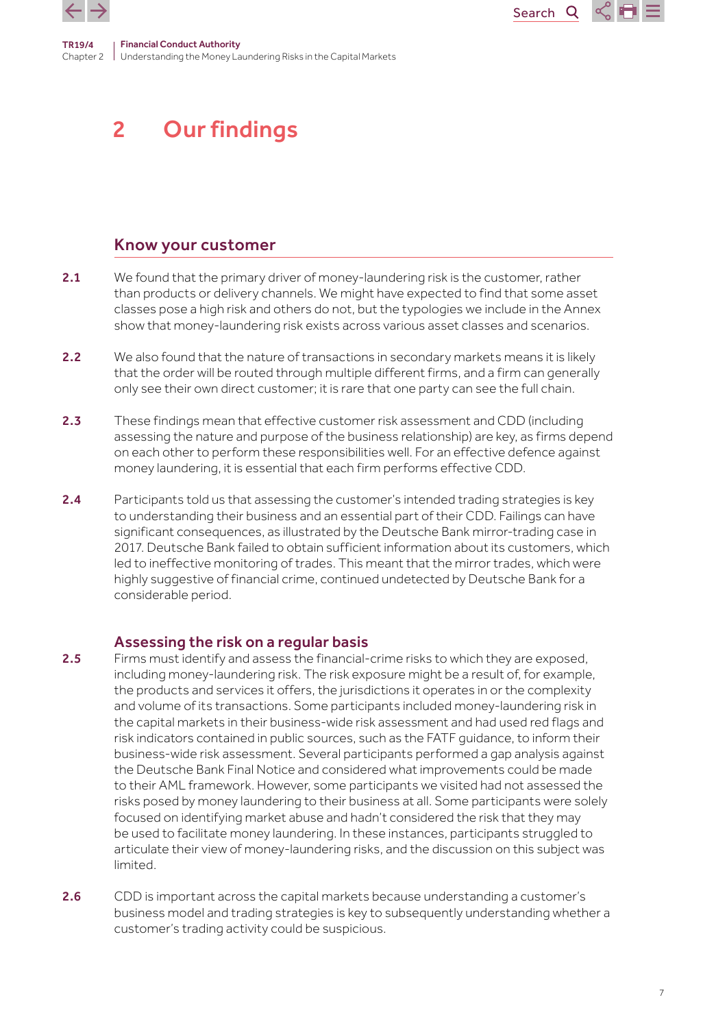# 2 Our findings

## Know your customer

**2.1** We found that the primary driver of money-laundering risk is the customer, rather than products or delivery channels. We might have expected to find that some asset classes pose a high risk and others do not, but the typologies we include in the Annex show that money-laundering risk exists across various asset classes and scenarios.

**2.2** We also found that the nature of transactions in secondary markets means it is likely that the order will be routed through multiple different firms, and a firm can generally only see their own direct customer; it is rare that one party can see the full chain.

**2.3** These findings mean that effective customer risk assessment and CDD (including assessing the nature and purpose of the business relationship) are key, as firms depend on each other to perform these responsibilities well. For an effective defence against money laundering, it is essential that each firm performs effective CDD.

**2.4** Participants told us that assessing the customer's intended trading strategies is key to understanding their business and an essential part of their CDD. Failings can have significant consequences, as illustrated by the Deutsche Bank mirror-trading case in 2017. Deutsche Bank failed to obtain sufficient information about its customers, which led to ineffective monitoring of trades. This meant that the mirror trades, which were highly suggestive of financial crime, continued undetected by Deutsche Bank for a considerable period.

### Assessing the risk on a regular basis

**2.5** Firms must identify and assess the financial-crime risks to which they are exposed, including money-laundering risk. The risk exposure might be a result of, for example, the products and services it offers, the jurisdictions it operates in or the complexity and volume of its transactions. Some participants included money-laundering risk in the capital markets in their business-wide risk assessment and had used red flags and risk indicators contained in public sources, such as the FATF guidance, to inform their business-wide risk assessment. Several participants performed a gap analysis against the Deutsche Bank Final Notice and considered what improvements could be made to their AML framework. However, some participants we visited had not assessed the risks posed by money laundering to their business at all. Some participants were solely focused on identifying market abuse and hadn't considered the risk that they may be used to facilitate money laundering. In these instances, participants struggled to articulate their view of money-laundering risks, and the discussion on this subject was limited.

**2.6** CDD is important across the capital markets because understanding a customer's business model and trading strategies is key to subsequently understanding whether a customer's trading activity could be suspicious.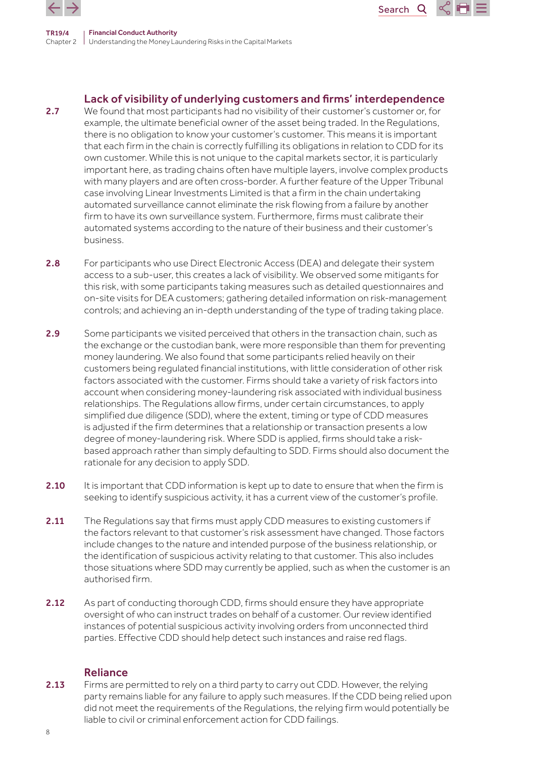### Lack of visibility of underlying customers and firms' interdependence

2.7 We found that most participants had no visibility of their customer's customer or, for example, the ultimate beneficial owner of the asset being traded. In the Regulations, there is no obligation to know your customer's customer. This means it is important that each firm in the chain is correctly fulfilling its obligations in relation to CDD for its own customer. While this is not unique to the capital markets sector, it is particularly important here, as trading chains often have multiple layers, involve complex products with many players and are often cross-border. A further feature of the Upper Tribunal case involving Linear Investments Limited is that a firm in the chain undertaking automated surveillance cannot eliminate the risk flowing from a failure by another firm to have its own surveillance system. Furthermore, firms must calibrate their automated systems according to the nature of their business and their customer's business.

2.8 For participants who use Direct Electronic Access (DEA) and delegate their system access to a sub-user, this creates a lack of visibility. We observed some mitigants for this risk, with some participants taking measures such as detailed questionnaires and on-site visits for DEA customers; gathering detailed information on risk-management controls; and achieving an in-depth understanding of the type of trading taking place.

2.9 Some participants we visited perceived that others in the transaction chain, such as the exchange or the custodian bank, were more responsible than them for preventing money laundering. We also found that some participants relied heavily on their customers being regulated financial institutions, with little consideration of other risk factors associated with the customer. Firms should take a variety of risk factors into account when considering money-laundering risk associated with individual business relationships. The Regulations allow firms, under certain circumstances, to apply simplified due diligence (SDD), where the extent, timing or type of CDD measures is adjusted if the firm determines that a relationship or transaction presents a low degree of money-laundering risk. Where SDD is applied, firms should take a risk-based approach rather than simply defaulting to SDD. Firms should also document the rationale for any decision to apply SDD.

2.10 It is important that CDD information is kept up to date to ensure that when the firm is seeking to identify suspicious activity, it has a current view of the customer's profile.

2.11 The Regulations say that firms must apply CDD measures to existing customers if the factors relevant to that customer's risk assessment have changed. Those factors include changes to the nature and intended purpose of the business relationship, or the identification of suspicious activity relating to that customer. This also includes those situations where SDD may currently be applied, such as when the customer is an authorised firm.

2.12 As part of conducting thorough CDD, firms should ensure they have appropriate oversight of who can instruct trades on behalf of a customer. Our review identified instances of potential suspicious activity involving orders from unconnected third parties. Effective CDD should help detect such instances and raise red flags.

### Reliance

2.13 Firms are permitted to rely on a third party to carry out CDD. However, the relying party remains liable for any failure to apply such measures. If the CDD being relied upon did not meet the requirements of the Regulations, the relying firm would potentially be liable to civil or criminal enforcement action for CDD failings.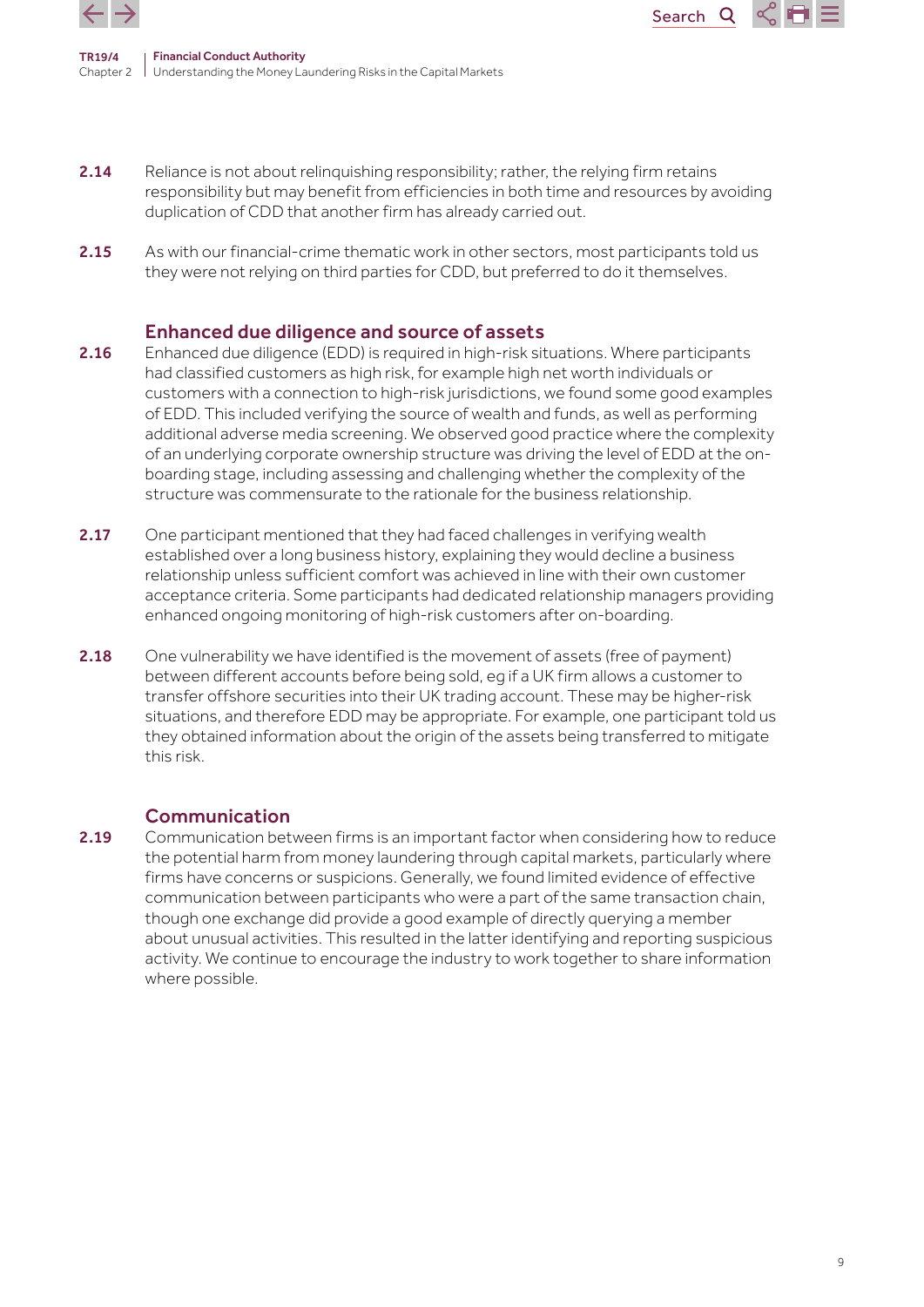**2.14** Reliance is not about relinquishing responsibility; rather, the relying firm retains responsibility but may benefit from efficiencies in both time and resources by avoiding duplication of CDD that another firm has already carried out.

**2.15** As with our financial-crime thematic work in other sectors, most participants told us they were not relying on third parties for CDD, but preferred to do it themselves.

### Enhanced due diligence and source of assets

**2.16** Enhanced due diligence (EDD) is required in high-risk situations. Where participants had classified customers as high risk, for example high net worth individuals or customers with a connection to high-risk jurisdictions, we found some good examples of EDD. This included verifying the source of wealth and funds, as well as performing additional adverse media screening. We observed good practice where the complexity of an underlying corporate ownership structure was driving the level of EDD at the on-boarding stage, including assessing and challenging whether the complexity of the structure was commensurate to the rationale for the business relationship.

**2.17** One participant mentioned that they had faced challenges in verifying wealth established over a long business history, explaining they would decline a business relationship unless sufficient comfort was achieved in line with their own customer acceptance criteria. Some participants had dedicated relationship managers providing enhanced ongoing monitoring of high-risk customers after on-boarding.

**2.18** One vulnerability we have identified is the movement of assets (free of payment) between different accounts before being sold, eg if a UK firm allows a customer to transfer offshore securities into their UK trading account. These may be higher-risk situations, and therefore EDD may be appropriate. For example, one participant told us they obtained information about the origin of the assets being transferred to mitigate this risk.

### Communication

**2.19** Communication between firms is an important factor when considering how to reduce the potential harm from money laundering through capital markets, particularly where firms have concerns or suspicions. Generally, we found limited evidence of effective communication between participants who were a part of the same transaction chain, though one exchange did provide a good example of directly querying a member about unusual activities. This resulted in the latter identifying and reporting suspicious activity. We continue to encourage the industry to work together to share information where possible.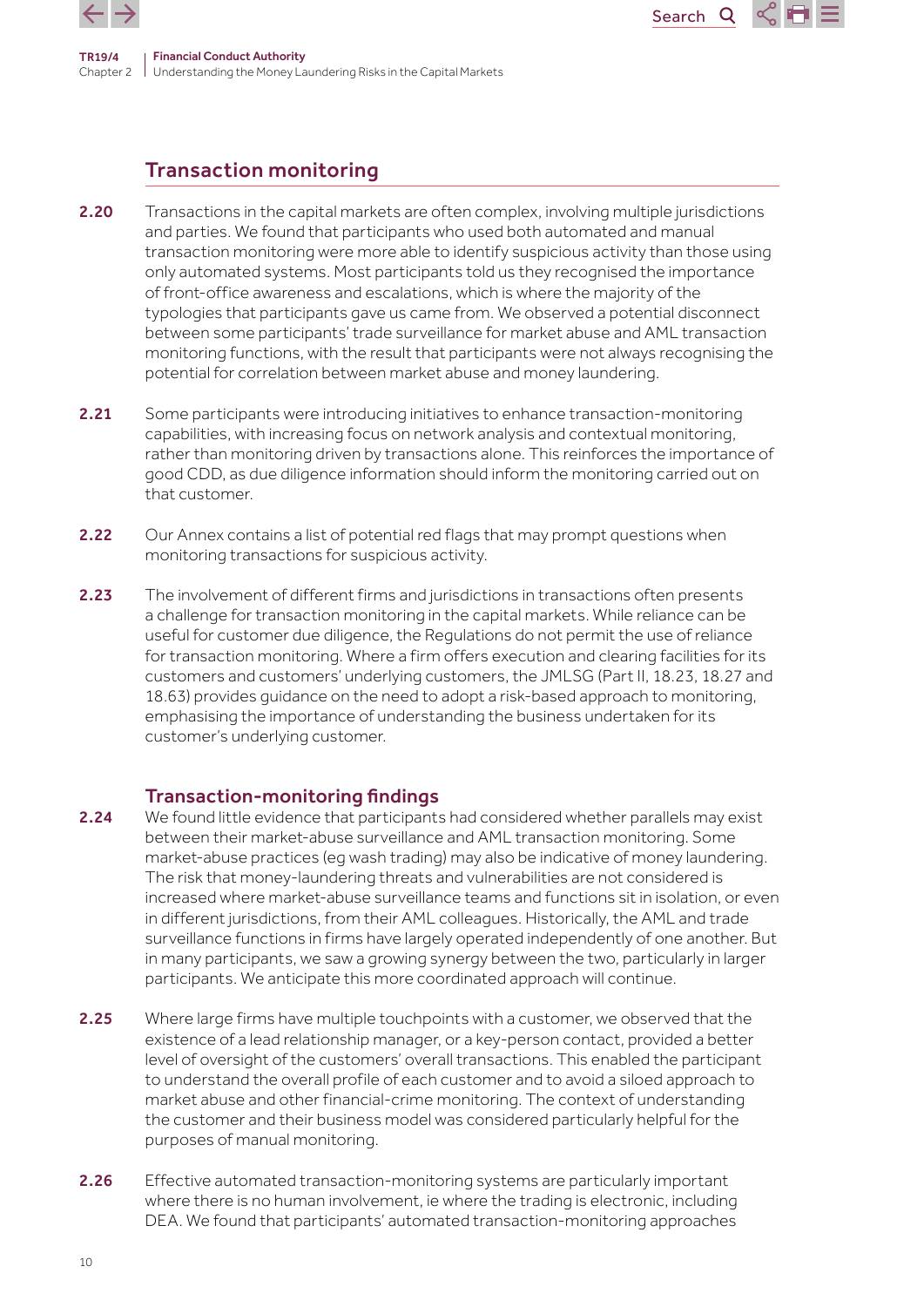## Transaction monitoring

**2.20** Transactions in the capital markets are often complex, involving multiple jurisdictions and parties. We found that participants who used both automated and manual transaction monitoring were more able to identify suspicious activity than those using only automated systems. Most participants told us they recognised the importance of front-office awareness and escalations, which is where the majority of the typologies that participants gave us came from. We observed a potential disconnect between some participants' trade surveillance for market abuse and AML transaction monitoring functions, with the result that participants were not always recognising the potential for correlation between market abuse and money laundering.

**2.21** Some participants were introducing initiatives to enhance transaction-monitoring capabilities, with increasing focus on network analysis and contextual monitoring, rather than monitoring driven by transactions alone. This reinforces the importance of good CDD, as due diligence information should inform the monitoring carried out on that customer.

**2.22** Our Annex contains a list of potential red flags that may prompt questions when monitoring transactions for suspicious activity.

**2.23** The involvement of different firms and jurisdictions in transactions often presents a challenge for transaction monitoring in the capital markets. While reliance can be useful for customer due diligence, the Regulations do not permit the use of reliance for transaction monitoring. Where a firm offers execution and clearing facilities for its customers and customers' underlying customers, the JMLSG (Part II, 18.23, 18.27 and 18.63) provides guidance on the need to adopt a risk-based approach to monitoring, emphasising the importance of understanding the business undertaken for its customer's underlying customer.

### Transaction-monitoring findings

**2.24** We found little evidence that participants had considered whether parallels may exist between their market-abuse surveillance and AML transaction monitoring. Some market-abuse practices (eg wash trading) may also be indicative of money laundering. The risk that money-laundering threats and vulnerabilities are not considered is increased where market-abuse surveillance teams and functions sit in isolation, or even in different jurisdictions, from their AML colleagues. Historically, the AML and trade surveillance functions in firms have largely operated independently of one another. But in many participants, we saw a growing synergy between the two, particularly in larger participants. We anticipate this more coordinated approach will continue.

**2.25** Where large firms have multiple touchpoints with a customer, we observed that the existence of a lead relationship manager, or a key-person contact, provided a better level of oversight of the customers' overall transactions. This enabled the participant to understand the overall profile of each customer and to avoid a siloed approach to market abuse and other financial-crime monitoring. The context of understanding the customer and their business model was considered particularly helpful for the purposes of manual monitoring.

**2.26** Effective automated transaction-monitoring systems are particularly important where there is no human involvement, ie where the trading is electronic, including DEA. We found that participants' automated transaction-monitoring approaches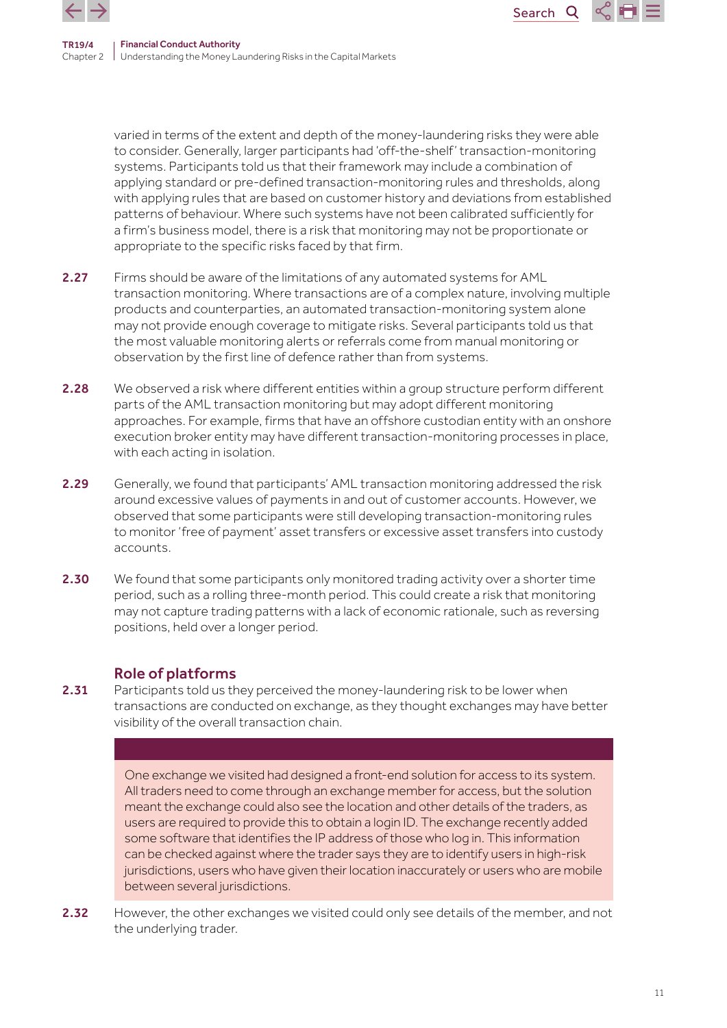varied in terms of the extent and depth of the money-laundering risks they were able to consider. Generally, larger participants had 'off-the-shelf' transaction-monitoring systems. Participants told us that their framework may include a combination of applying standard or pre-defined transaction-monitoring rules and thresholds, along with applying rules that are based on customer history and deviations from established patterns of behaviour. Where such systems have not been calibrated sufficiently for a firm's business model, there is a risk that monitoring may not be proportionate or appropriate to the specific risks faced by that firm.

**2.27** Firms should be aware of the limitations of any automated systems for AML transaction monitoring. Where transactions are of a complex nature, involving multiple products and counterparties, an automated transaction-monitoring system alone may not provide enough coverage to mitigate risks. Several participants told us that the most valuable monitoring alerts or referrals come from manual monitoring or observation by the first line of defence rather than from systems.

**2.28** We observed a risk where different entities within a group structure perform different parts of the AML transaction monitoring but may adopt different monitoring approaches. For example, firms that have an offshore custodian entity with an onshore execution broker entity may have different transaction-monitoring processes in place, with each acting in isolation.

**2.29** Generally, we found that participants' AML transaction monitoring addressed the risk around excessive values of payments in and out of customer accounts. However, we observed that some participants were still developing transaction-monitoring rules to monitor 'free of payment' asset transfers or excessive asset transfers into custody accounts.

**2.30** We found that some participants only monitored trading activity over a shorter time period, such as a rolling three-month period. This could create a risk that monitoring may not capture trading patterns with a lack of economic rationale, such as reversing positions, held over a longer period.

### Role of platforms

**2.31** Participants told us they perceived the money-laundering risk to be lower when transactions are conducted on exchange, as they thought exchanges may have better visibility of the overall transaction chain.

> One exchange we visited had designed a front-end solution for access to its system. All traders need to come through an exchange member for access, but the solution meant the exchange could also see the location and other details of the traders, as users are required to provide this to obtain a login ID. The exchange recently added some software that identifies the IP address of those who log in. This information can be checked against where the trader says they are to identify users in high-risk jurisdictions, users who have given their location inaccurately or users who are mobile between several jurisdictions.

**2.32** However, the other exchanges we visited could only see details of the member, and not the underlying trader.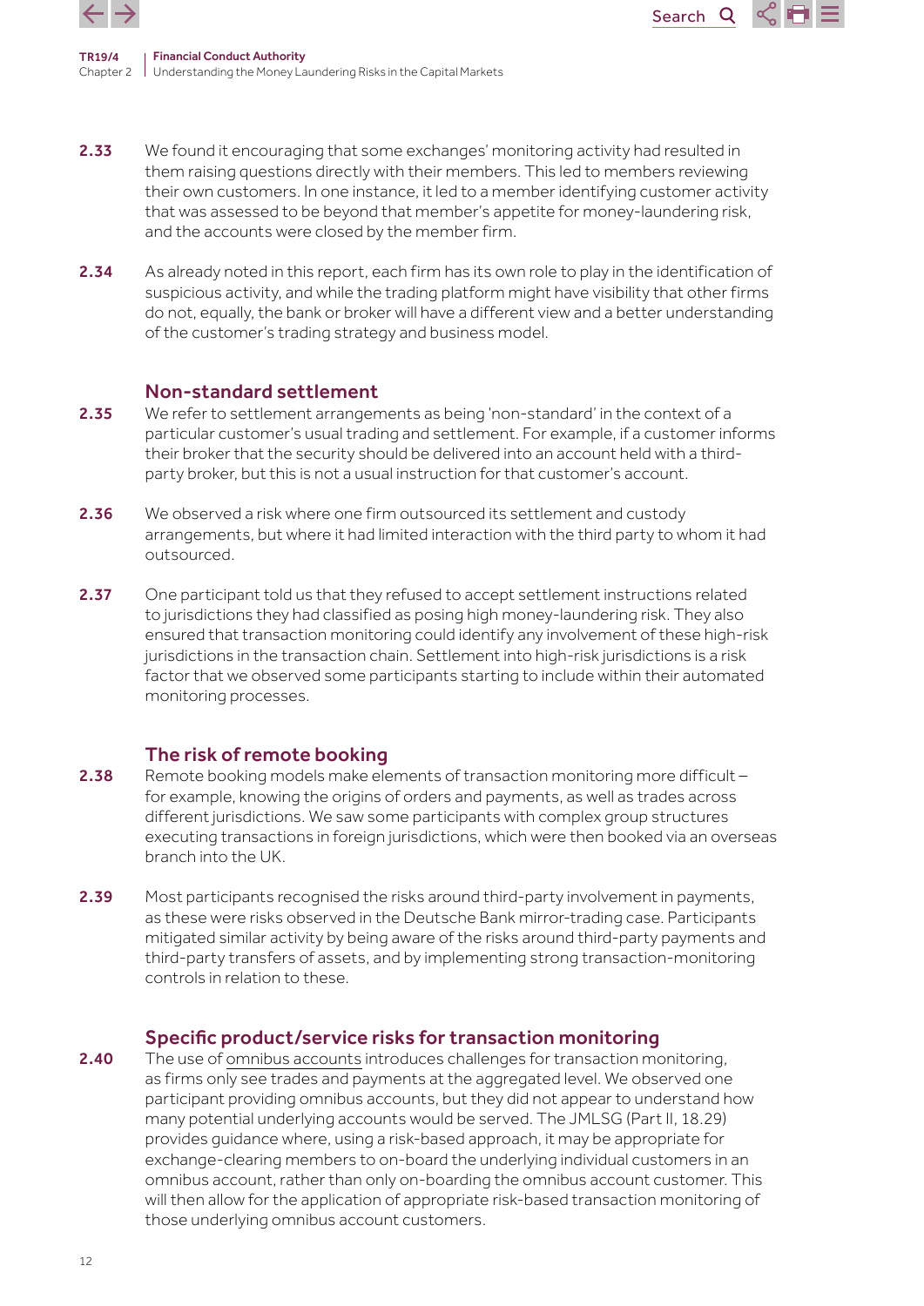**2.33** We found it encouraging that some exchanges' monitoring activity had resulted in them raising questions directly with their members. This led to members reviewing their own customers. In one instance, it led to a member identifying customer activity that was assessed to be beyond that member's appetite for money-laundering risk, and the accounts were closed by the member firm.

**2.34** As already noted in this report, each firm has its own role to play in the identification of suspicious activity, and while the trading platform might have visibility that other firms do not, equally, the bank or broker will have a different view and a better understanding of the customer's trading strategy and business model.

### Non-standard settlement

**2.35** We refer to settlement arrangements as being 'non-standard' in the context of a particular customer's usual trading and settlement. For example, if a customer informs their broker that the security should be delivered into an account held with a third-party broker, but this is not a usual instruction for that customer's account.

**2.36** We observed a risk where one firm outsourced its settlement and custody arrangements, but where it had limited interaction with the third party to whom it had outsourced.

**2.37** One participant told us that they refused to accept settlement instructions related to jurisdictions they had classified as posing high money-laundering risk. They also ensured that transaction monitoring could identify any involvement of these high-risk jurisdictions in the transaction chain. Settlement into high-risk jurisdictions is a risk factor that we observed some participants starting to include within their automated monitoring processes.

### The risk of remote booking

**2.38** Remote booking models make elements of transaction monitoring more difficult – for example, knowing the origins of orders and payments, as well as trades across different jurisdictions. We saw some participants with complex group structures executing transactions in foreign jurisdictions, which were then booked via an overseas branch into the UK.

**2.39** Most participants recognised the risks around third-party involvement in payments, as these were risks observed in the Deutsche Bank mirror-trading case. Participants mitigated similar activity by being aware of the risks around third-party payments and third-party transfers of assets, and by implementing strong transaction-monitoring controls in relation to these.

### Specific product/service risks for transaction monitoring

**2.40** The use of omnibus accounts introduces challenges for transaction monitoring, as firms only see trades and payments at the aggregated level. We observed one participant providing omnibus accounts, but they did not appear to understand how many potential underlying accounts would be served. The JMLSG (Part II, 18.29) provides guidance where, using a risk-based approach, it may be appropriate for exchange-clearing members to on-board the underlying individual customers in an omnibus account, rather than only on-boarding the omnibus account customer. This will then allow for the application of appropriate risk-based transaction monitoring of those underlying omnibus account customers.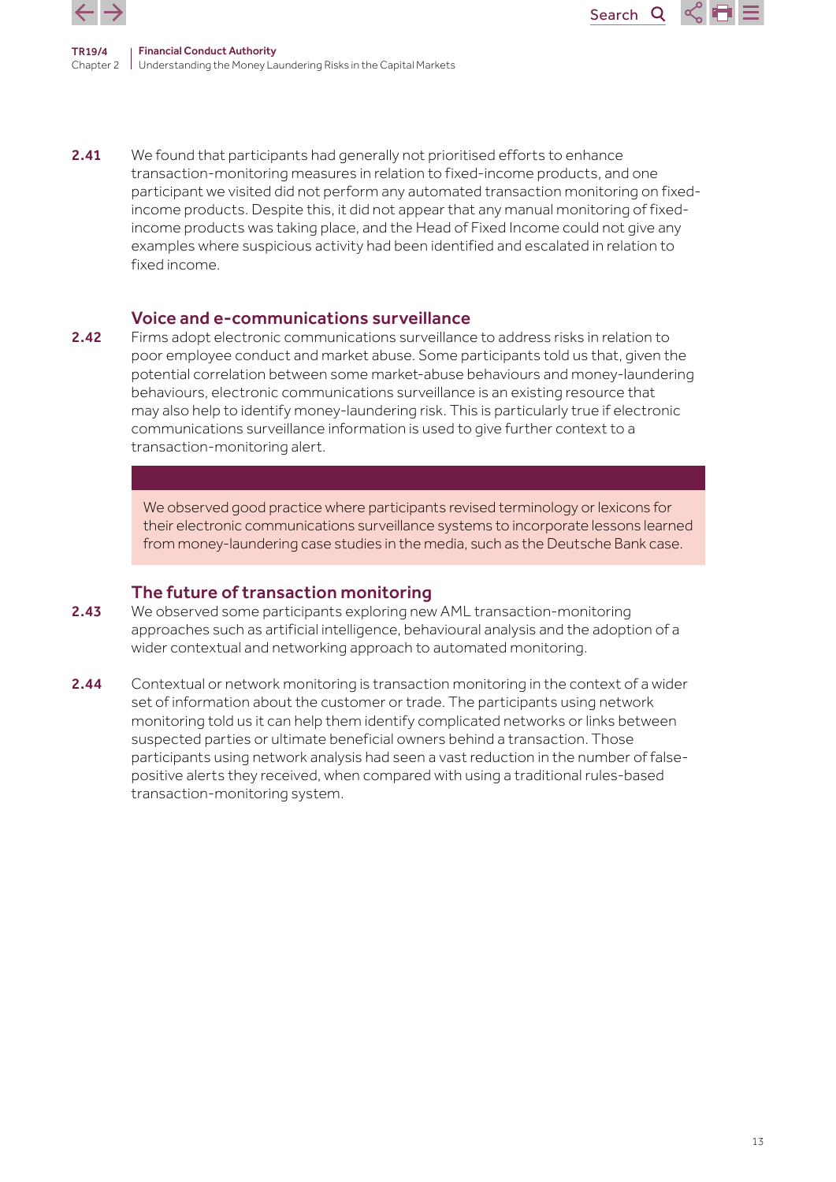**2.41** We found that participants had generally not prioritised efforts to enhance transaction-monitoring measures in relation to fixed-income products, and one participant we visited did not perform any automated transaction monitoring on fixed-income products. Despite this, it did not appear that any manual monitoring of fixed-income products was taking place, and the Head of Fixed Income could not give any examples where suspicious activity had been identified and escalated in relation to fixed income.

### Voice and e-communications surveillance

**2.42** Firms adopt electronic communications surveillance to address risks in relation to poor employee conduct and market abuse. Some participants told us that, given the potential correlation between some market-abuse behaviours and money-laundering behaviours, electronic communications surveillance is an existing resource that may also help to identify money-laundering risk. This is particularly true if electronic communications surveillance information is used to give further context to a transaction-monitoring alert.

> We observed good practice where participants revised terminology or lexicons for their electronic communications surveillance systems to incorporate lessons learned from money-laundering case studies in the media, such as the Deutsche Bank case.

### The future of transaction monitoring

**2.43** We observed some participants exploring new AML transaction-monitoring approaches such as artificial intelligence, behavioural analysis and the adoption of a wider contextual and networking approach to automated monitoring.

**2.44** Contextual or network monitoring is transaction monitoring in the context of a wider set of information about the customer or trade. The participants using network monitoring told us it can help them identify complicated networks or links between suspected parties or ultimate beneficial owners behind a transaction. Those participants using network analysis had seen a vast reduction in the number of false-positive alerts they received, when compared with using a traditional rules-based transaction-monitoring system.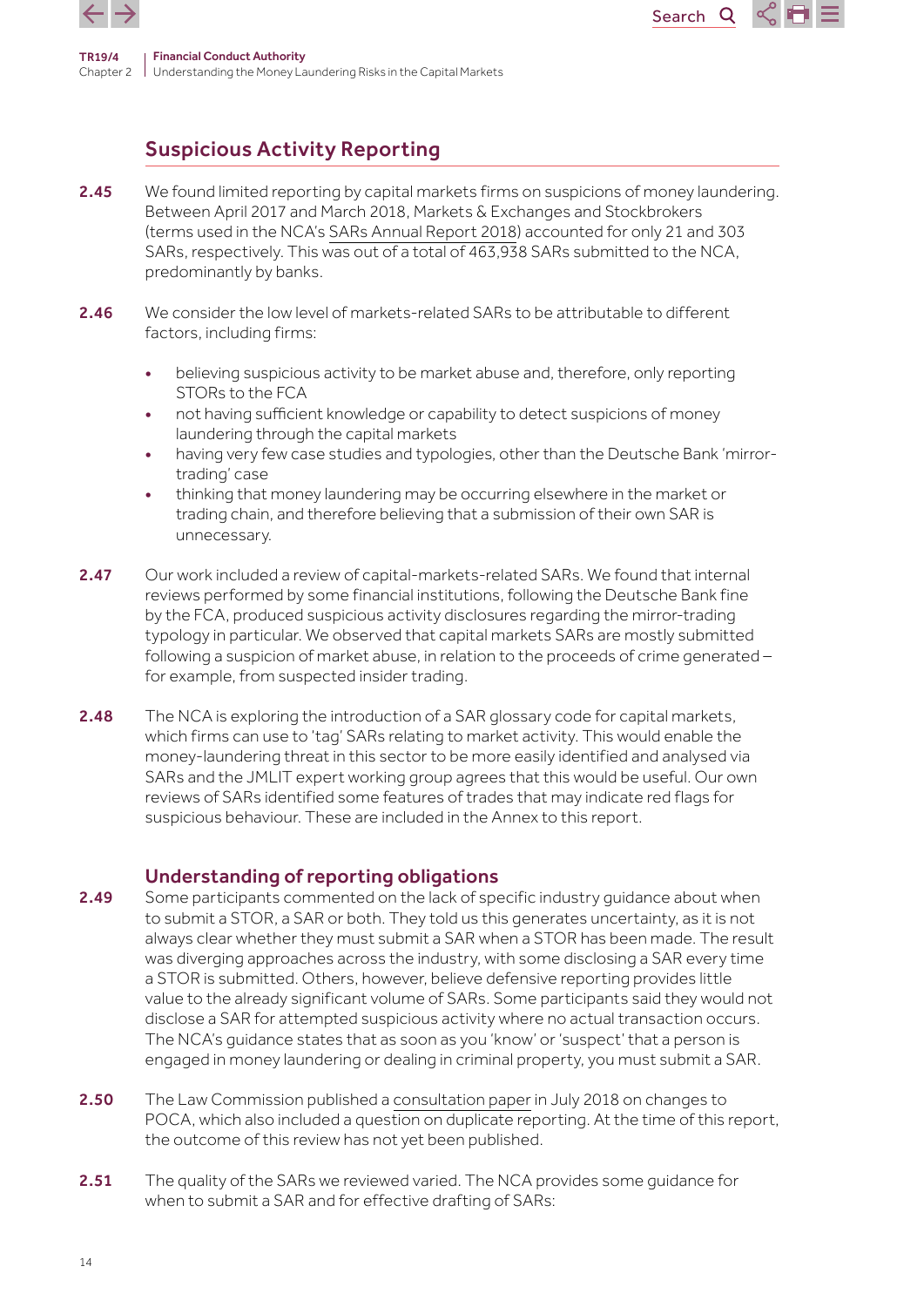## Suspicious Activity Reporting

**2.45** We found limited reporting by capital markets firms on suspicions of money laundering. Between April 2017 and March 2018, Markets & Exchanges and Stockbrokers (terms used in the NCA's SARs Annual Report 2018) accounted for only 21 and 303 SARs, respectively. This was out of a total of 463,938 SARs submitted to the NCA, predominantly by banks.

**2.46** We consider the low level of markets-related SARs to be attributable to different factors, including firms:

- believing suspicious activity to be market abuse and, therefore, only reporting STORs to the FCA
- not having sufficient knowledge or capability to detect suspicions of money laundering through the capital markets
- having very few case studies and typologies, other than the Deutsche Bank 'mirror-trading' case
- thinking that money laundering may be occurring elsewhere in the market or trading chain, and therefore believing that a submission of their own SAR is unnecessary.

**2.47** Our work included a review of capital-markets-related SARs. We found that internal reviews performed by some financial institutions, following the Deutsche Bank fine by the FCA, produced suspicious activity disclosures regarding the mirror-trading typology in particular. We observed that capital markets SARs are mostly submitted following a suspicion of market abuse, in relation to the proceeds of crime generated – for example, from suspected insider trading.

**2.48** The NCA is exploring the introduction of a SAR glossary code for capital markets, which firms can use to 'tag' SARs relating to market activity. This would enable the money-laundering threat in this sector to be more easily identified and analysed via SARs and the JMLIT expert working group agrees that this would be useful. Our own reviews of SARs identified some features of trades that may indicate red flags for suspicious behaviour. These are included in the Annex to this report.

### Understanding of reporting obligations

**2.49** Some participants commented on the lack of specific industry guidance about when to submit a STOR, a SAR or both. They told us this generates uncertainty, as it is not always clear whether they must submit a SAR when a STOR has been made. The result was diverging approaches across the industry, with some disclosing a SAR every time a STOR is submitted. Others, however, believe defensive reporting provides little value to the already significant volume of SARs. Some participants said they would not disclose a SAR for attempted suspicious activity where no actual transaction occurs. The NCA's guidance states that as soon as you 'know' or 'suspect' that a person is engaged in money laundering or dealing in criminal property, you must submit a SAR.

**2.50** The Law Commission published a consultation paper in July 2018 on changes to POCA, which also included a question on duplicate reporting. At the time of this report, the outcome of this review has not yet been published.

**2.51** The quality of the SARs we reviewed varied. The NCA provides some guidance for when to submit a SAR and for effective drafting of SARs: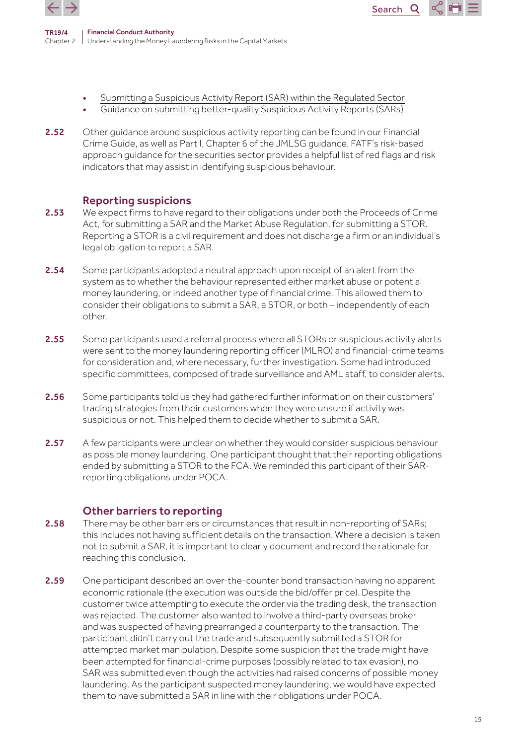- Submitting a Suspicious Activity Report (SAR) within the Regulated Sector
- Guidance on submitting better-quality Suspicious Activity Reports (SARs)

**2.52** Other guidance around suspicious activity reporting can be found in our Financial Crime Guide, as well as Part I, Chapter 6 of the JMLSG guidance. FATF's risk-based approach guidance for the securities sector provides a helpful list of red flags and risk indicators that may assist in identifying suspicious behaviour.

### Reporting suspicions

**2.53** We expect firms to have regard to their obligations under both the Proceeds of Crime Act, for submitting a SAR and the Market Abuse Regulation, for submitting a STOR. Reporting a STOR is a civil requirement and does not discharge a firm or an individual's legal obligation to report a SAR.

**2.54** Some participants adopted a neutral approach upon receipt of an alert from the system as to whether the behaviour represented either market abuse or potential money laundering, or indeed another type of financial crime. This allowed them to consider their obligations to submit a SAR, a STOR, or both – independently of each other.

**2.55** Some participants used a referral process where all STORs or suspicious activity alerts were sent to the money laundering reporting officer (MLRO) and financial-crime teams for consideration and, where necessary, further investigation. Some had introduced specific committees, composed of trade surveillance and AML staff, to consider alerts.

**2.56** Some participants told us they had gathered further information on their customers' trading strategies from their customers when they were unsure if activity was suspicious or not. This helped them to decide whether to submit a SAR.

**2.57** A few participants were unclear on whether they would consider suspicious behaviour as possible money laundering. One participant thought that their reporting obligations ended by submitting a STOR to the FCA. We reminded this participant of their SAR-reporting obligations under POCA.

### Other barriers to reporting

**2.58** There may be other barriers or circumstances that result in non-reporting of SARs; this includes not having sufficient details on the transaction. Where a decision is taken not to submit a SAR, it is important to clearly document and record the rationale for reaching this conclusion.

**2.59** One participant described an over-the-counter bond transaction having no apparent economic rationale (the execution was outside the bid/offer price). Despite the customer twice attempting to execute the order via the trading desk, the transaction was rejected. The customer also wanted to involve a third-party overseas broker and was suspected of having prearranged a counterparty to the transaction. The participant didn't carry out the trade and subsequently submitted a STOR for attempted market manipulation. Despite some suspicion that the trade might have been attempted for financial-crime purposes (possibly related to tax evasion), no SAR was submitted even though the activities had raised concerns of possible money laundering. As the participant suspected money laundering, we would have expected them to have submitted a SAR in line with their obligations under POCA.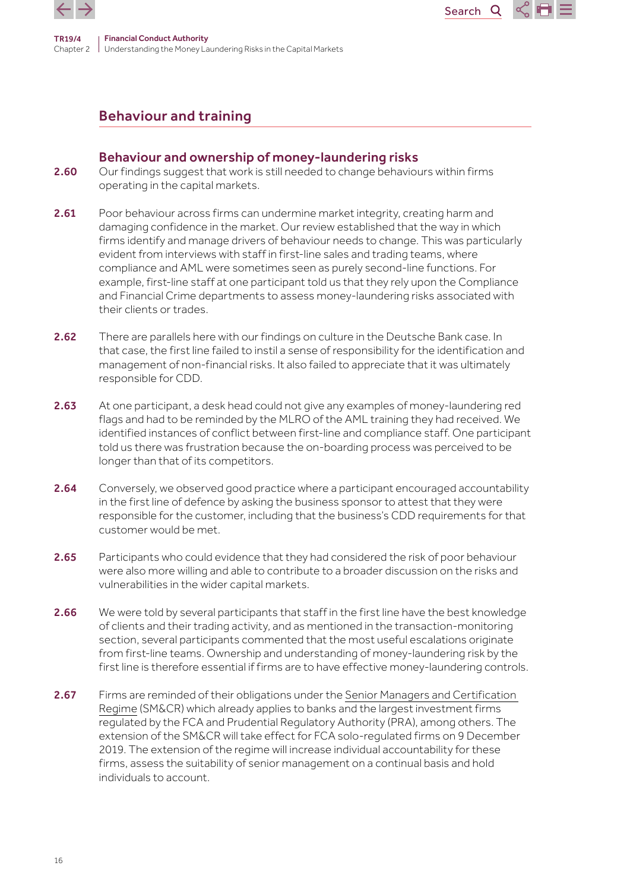## Behaviour and training

### Behaviour and ownership of money-laundering risks

**2.60** Our findings suggest that work is still needed to change behaviours within firms operating in the capital markets.

**2.61** Poor behaviour across firms can undermine market integrity, creating harm and damaging confidence in the market. Our review established that the way in which firms identify and manage drivers of behaviour needs to change. This was particularly evident from interviews with staff in first-line sales and trading teams, where compliance and AML were sometimes seen as purely second-line functions. For example, first-line staff at one participant told us that they rely upon the Compliance and Financial Crime departments to assess money-laundering risks associated with their clients or trades.

**2.62** There are parallels here with our findings on culture in the Deutsche Bank case. In that case, the first line failed to instil a sense of responsibility for the identification and management of non-financial risks. It also failed to appreciate that it was ultimately responsible for CDD.

**2.63** At one participant, a desk head could not give any examples of money-laundering red flags and had to be reminded by the MLRO of the AML training they had received. We identified instances of conflict between first-line and compliance staff. One participant told us there was frustration because the on-boarding process was perceived to be longer than that of its competitors.

**2.64** Conversely, we observed good practice where a participant encouraged accountability in the first line of defence by asking the business sponsor to attest that they were responsible for the customer, including that the business's CDD requirements for that customer would be met.

**2.65** Participants who could evidence that they had considered the risk of poor behaviour were also more willing and able to contribute to a broader discussion on the risks and vulnerabilities in the wider capital markets.

**2.66** We were told by several participants that staff in the first line have the best knowledge of clients and their trading activity, and as mentioned in the transaction-monitoring section, several participants commented that the most useful escalations originate from first-line teams. Ownership and understanding of money-laundering risk by the first line is therefore essential if firms are to have effective money-laundering controls.

**2.67** Firms are reminded of their obligations under the Senior Managers and Certification Regime (SM&CR) which already applies to banks and the largest investment firms regulated by the FCA and Prudential Regulatory Authority (PRA), among others. The extension of the SM&CR will take effect for FCA solo-regulated firms on 9 December 2019. The extension of the regime will increase individual accountability for these firms, assess the suitability of senior management on a continual basis and hold individuals to account.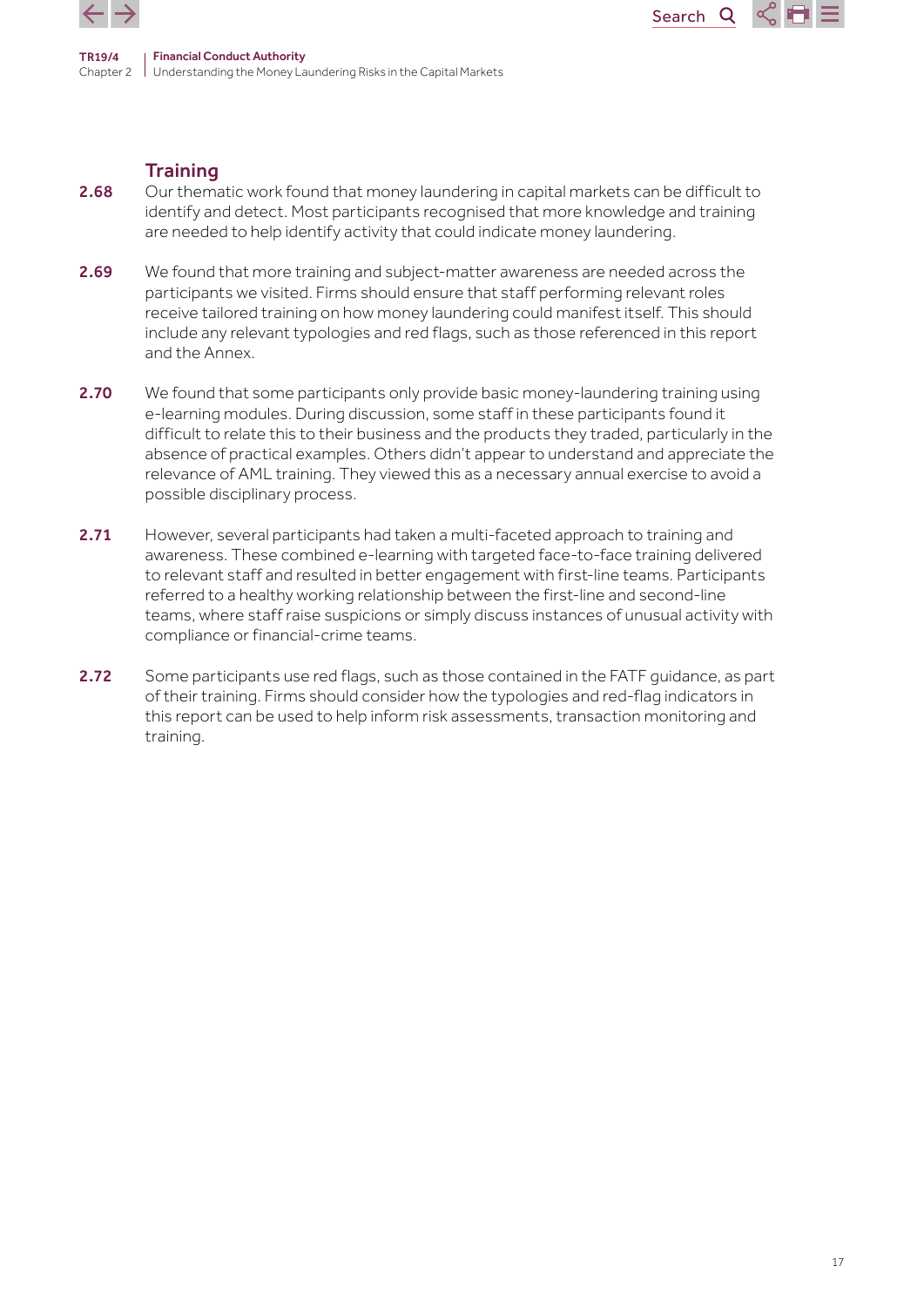## Training

2.68 Our thematic work found that money laundering in capital markets can be difficult to identify and detect. Most participants recognised that more knowledge and training are needed to help identify activity that could indicate money laundering.

2.69 We found that more training and subject-matter awareness are needed across the participants we visited. Firms should ensure that staff performing relevant roles receive tailored training on how money laundering could manifest itself. This should include any relevant typologies and red flags, such as those referenced in this report and the Annex.

2.70 We found that some participants only provide basic money-laundering training using e-learning modules. During discussion, some staff in these participants found it difficult to relate this to their business and the products they traded, particularly in the absence of practical examples. Others didn't appear to understand and appreciate the relevance of AML training. They viewed this as a necessary annual exercise to avoid a possible disciplinary process.

2.71 However, several participants had taken a multi-faceted approach to training and awareness. These combined e-learning with targeted face-to-face training delivered to relevant staff and resulted in better engagement with first-line teams. Participants referred to a healthy working relationship between the first-line and second-line teams, where staff raise suspicions or simply discuss instances of unusual activity with compliance or financial-crime teams.

2.72 Some participants use red flags, such as those contained in the FATF guidance, as part of their training. Firms should consider how the typologies and red-flag indicators in this report can be used to help inform risk assessments, transaction monitoring and training.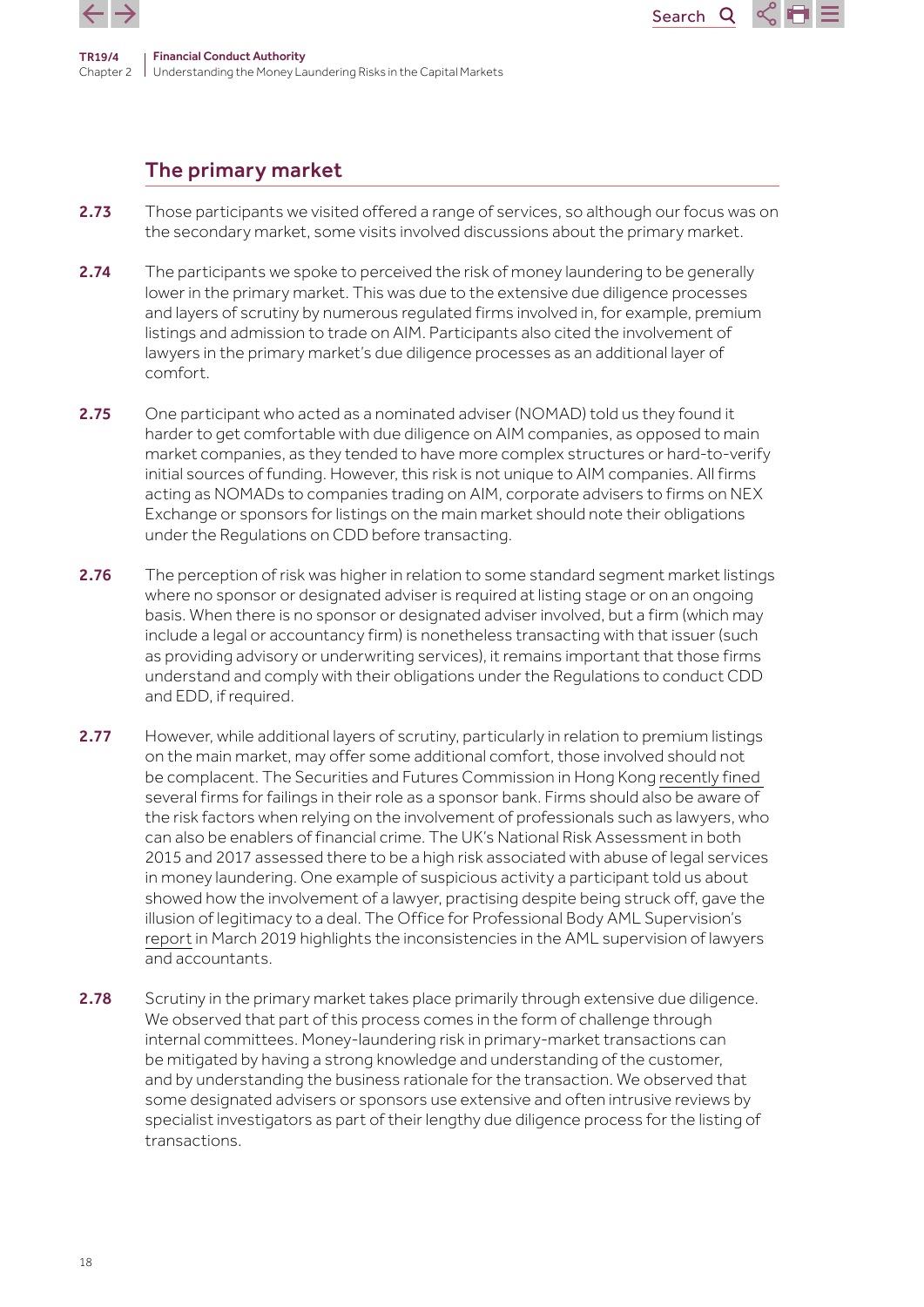## The primary market

**2.73** Those participants we visited offered a range of services, so although our focus was on the secondary market, some visits involved discussions about the primary market.

**2.74** The participants we spoke to perceived the risk of money laundering to be generally lower in the primary market. This was due to the extensive due diligence processes and layers of scrutiny by numerous regulated firms involved in, for example, premium listings and admission to trade on AIM. Participants also cited the involvement of lawyers in the primary market's due diligence processes as an additional layer of comfort.

**2.75** One participant who acted as a nominated adviser (NOMAD) told us they found it harder to get comfortable with due diligence on AIM companies, as opposed to main market companies, as they tended to have more complex structures or hard-to-verify initial sources of funding. However, this risk is not unique to AIM companies. All firms acting as NOMADs to companies trading on AIM, corporate advisers to firms on NEX Exchange or sponsors for listings on the main market should note their obligations under the Regulations on CDD before transacting.

**2.76** The perception of risk was higher in relation to some standard segment market listings where no sponsor or designated adviser is required at listing stage or on an ongoing basis. When there is no sponsor or designated adviser involved, but a firm (which may include a legal or accountancy firm) is nonetheless transacting with that issuer (such as providing advisory or underwriting services), it remains important that those firms understand and comply with their obligations under the Regulations to conduct CDD and EDD, if required.

**2.77** However, while additional layers of scrutiny, particularly in relation to premium listings on the main market, may offer some additional comfort, those involved should not be complacent. The Securities and Futures Commission in Hong Kong recently fined several firms for failings in their role as a sponsor bank. Firms should also be aware of the risk factors when relying on the involvement of professionals such as lawyers, who can also be enablers of financial crime. The UK's National Risk Assessment in both 2015 and 2017 assessed there to be a high risk associated with abuse of legal services in money laundering. One example of suspicious activity a participant told us about showed how the involvement of a lawyer, practising despite being struck off, gave the illusion of legitimacy to a deal. The Office for Professional Body AML Supervision's report in March 2019 highlights the inconsistencies in the AML supervision of lawyers and accountants.

**2.78** Scrutiny in the primary market takes place primarily through extensive due diligence. We observed that part of this process comes in the form of challenge through internal committees. Money-laundering risk in primary-market transactions can be mitigated by having a strong knowledge and understanding of the customer, and by understanding the business rationale for the transaction. We observed that some designated advisers or sponsors use extensive and often intrusive reviews by specialist investigators as part of their lengthy due diligence process for the listing of transactions.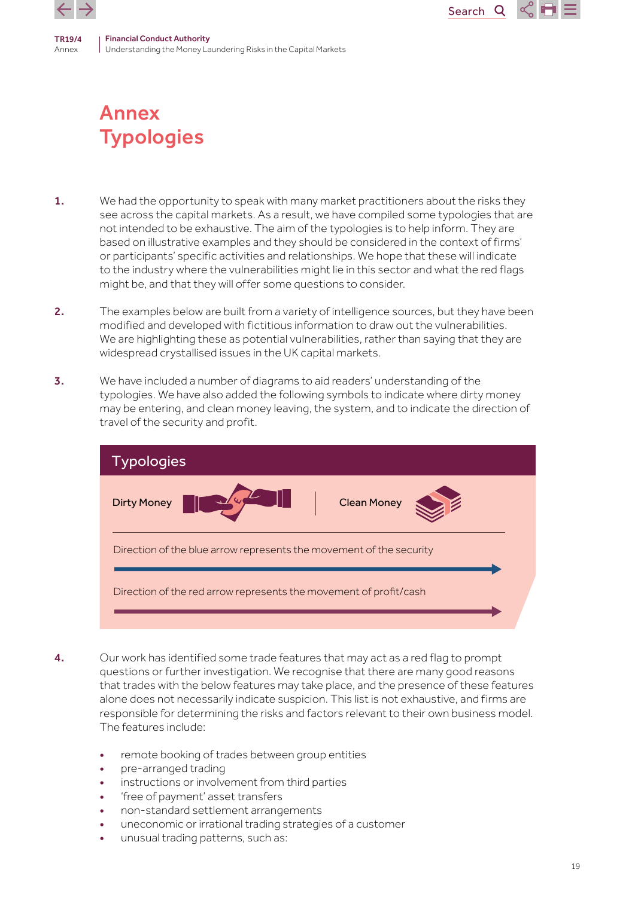# Annex
# Typologies

1. We had the opportunity to speak with many market practitioners about the risks they see across the capital markets. As a result, we have compiled some typologies that are not intended to be exhaustive. The aim of the typologies is to help inform. They are based on illustrative examples and they should be considered in the context of firms' or participants' specific activities and relationships. We hope that these will indicate to the industry where the vulnerabilities might lie in this sector and what the red flags might be, and that they will offer some questions to consider.

2. The examples below are built from a variety of intelligence sources, but they have been modified and developed with fictitious information to draw out the vulnerabilities. We are highlighting these as potential vulnerabilities, rather than saying that they are widespread crystallised issues in the UK capital markets.

3. We have included a number of diagrams to aid readers' understanding of the typologies. We have also added the following symbols to indicate where dirty money may be entering, and clean money leaving, the system, and to indicate the direction of travel of the security and profit.

**Typologies**

Dirty Money | Clean Money

Direction of the blue arrow represents the movement of the security

Direction of the red arrow represents the movement of profit/cash

4. Our work has identified some trade features that may act as a red flag to prompt questions or further investigation. We recognise that there are many good reasons that trades with the below features may take place, and the presence of these features alone does not necessarily indicate suspicion. This list is not exhaustive, and firms are responsible for determining the risks and factors relevant to their own business model. The features include:

- remote booking of trades between group entities
- pre-arranged trading
- instructions or involvement from third parties
- 'free of payment' asset transfers
- non-standard settlement arrangements
- uneconomic or irrational trading strategies of a customer
- unusual trading patterns, such as: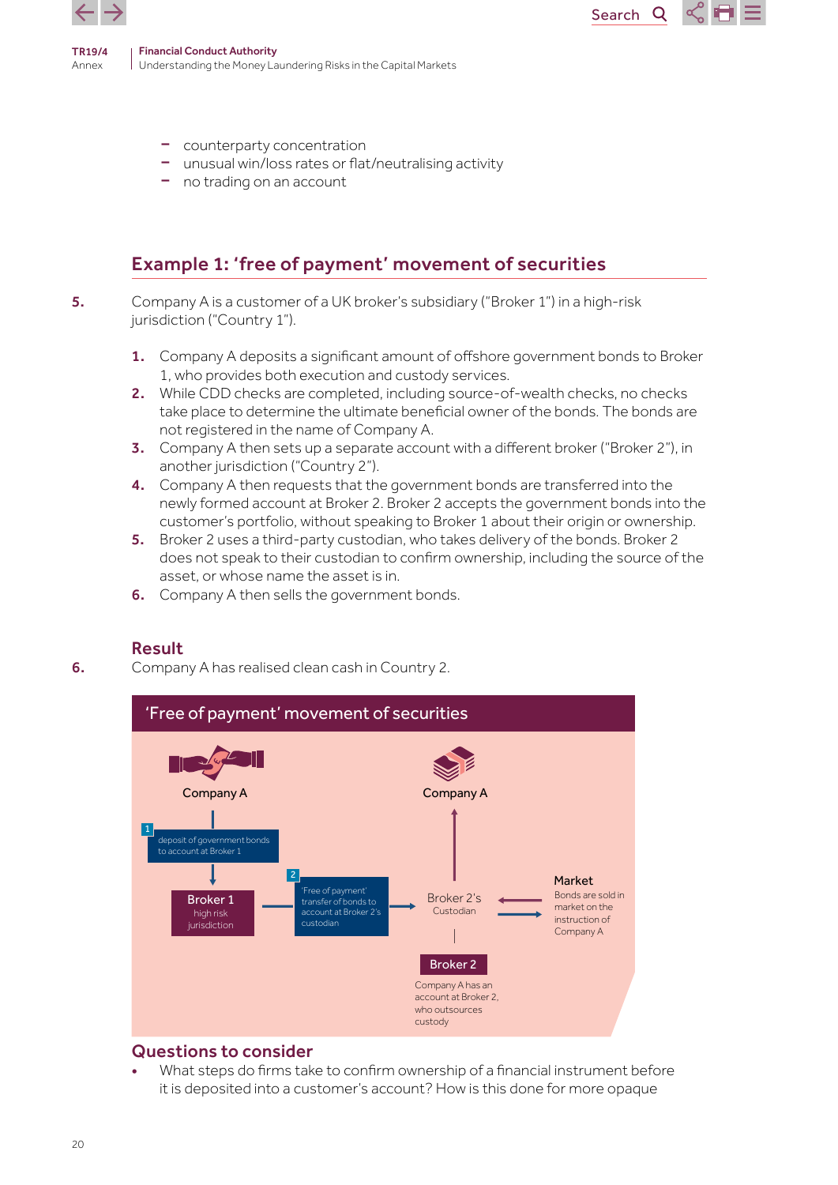- counterparty concentration
- unusual win/loss rates or flat/neutralising activity
- no trading on an account

## Example 1: 'free of payment' movement of securities

**5.** Company A is a customer of a UK broker's subsidiary ("Broker 1") in a high-risk jurisdiction ("Country 1").

1. Company A deposits a significant amount of offshore government bonds to Broker 1, who provides both execution and custody services.
2. While CDD checks are completed, including source-of-wealth checks, no checks take place to determine the ultimate beneficial owner of the bonds. The bonds are not registered in the name of Company A.
3. Company A then sets up a separate account with a different broker ("Broker 2"), in another jurisdiction ("Country 2").
4. Company A then requests that the government bonds are transferred into the newly formed account at Broker 2. Broker 2 accepts the government bonds into the customer's portfolio, without speaking to Broker 1 about their origin or ownership.
5. Broker 2 uses a third-party custodian, who takes delivery of the bonds. Broker 2 does not speak to their custodian to confirm ownership, including the source of the asset, or whose name the asset is in.
6. Company A then sells the government bonds.

### Result

**6.** Company A has realised clean cash in Country 2.

**'Free of payment' movement of securities**

Company A

1 deposit of government bonds to account at Broker 1

Broker 1 high risk jurisdiction

2 'Free of payment' transfer of bonds to account at Broker 2's custodian

Company A

Broker 2's Custodian

Market: Bonds are sold in market on the instruction of Company A

Broker 2: Company A has an account at Broker 2, who outsources custody

### Questions to consider

- What steps do firms take to confirm ownership of a financial instrument before it is deposited into a customer's account? How is this done for more opaque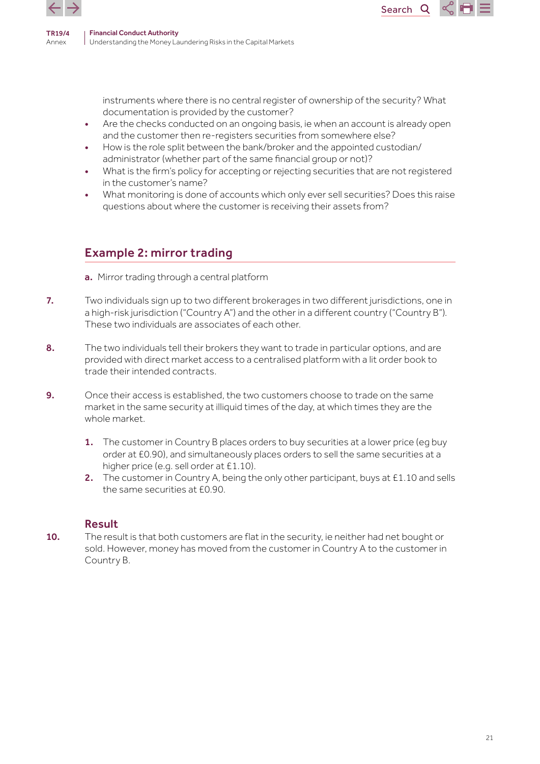instruments where there is no central register of ownership of the security? What documentation is provided by the customer?

- Are the checks conducted on an ongoing basis, ie when an account is already open and the customer then re-registers securities from somewhere else?
- How is the role split between the bank/broker and the appointed custodian/administrator (whether part of the same financial group or not)?
- What is the firm's policy for accepting or rejecting securities that are not registered in the customer's name?
- What monitoring is done of accounts which only ever sell securities? Does this raise questions about where the customer is receiving their assets from?

## Example 2: mirror trading

**a.** Mirror trading through a central platform

**7.** Two individuals sign up to two different brokerages in two different jurisdictions, one in a high-risk jurisdiction ("Country A") and the other in a different country ("Country B"). These two individuals are associates of each other.

**8.** The two individuals tell their brokers they want to trade in particular options, and are provided with direct market access to a centralised platform with a lit order book to trade their intended contracts.

**9.** Once their access is established, the two customers choose to trade on the same market in the same security at illiquid times of the day, at which times they are the whole market.

1. The customer in Country B places orders to buy securities at a lower price (eg buy order at £0.90), and simultaneously places orders to sell the same securities at a higher price (e.g. sell order at £1.10).
2. The customer in Country A, being the only other participant, buys at £1.10 and sells the same securities at £0.90.

### Result

**10.** The result is that both customers are flat in the security, ie neither had net bought or sold. However, money has moved from the customer in Country A to the customer in Country B.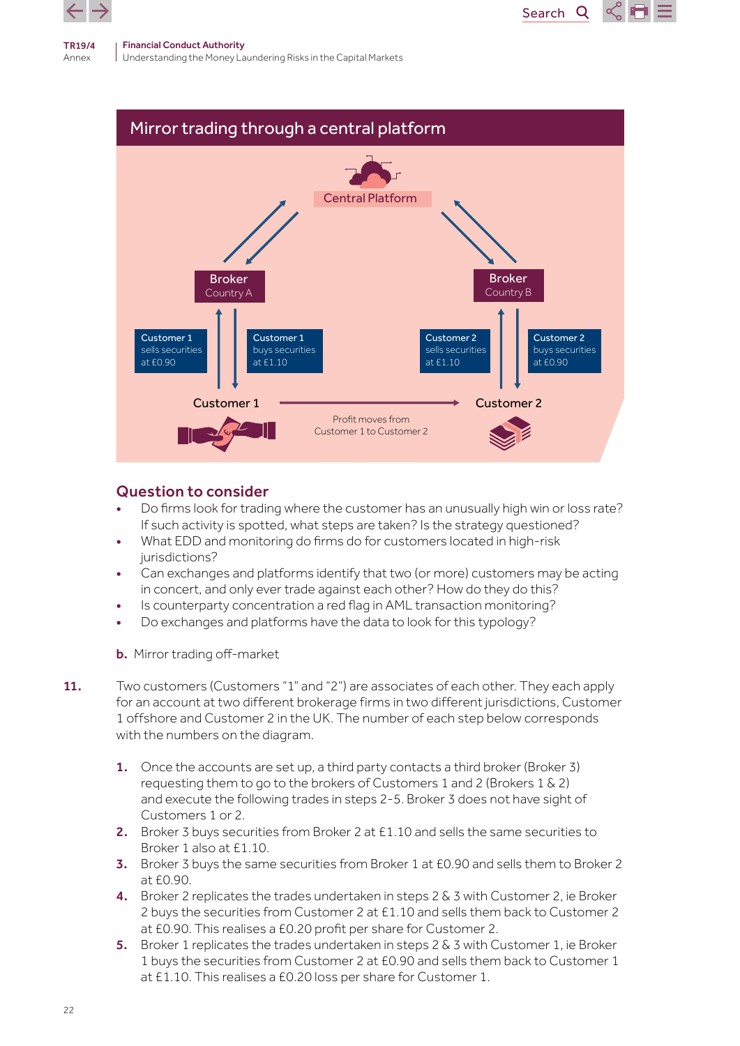## Mirror trading through a central platform

Central Platform

Broker
Country A

Broker
Country B

Customer 1
sells securities
at £0.90

Customer 1
buys securities
at £1.10

Customer 2
sells securities
at £1.10

Customer 2
buys securities
at £0.90

Customer 1

Customer 2

Profit moves from
Customer 1 to Customer 2

### Question to consider

- Do firms look for trading where the customer has an unusually high win or loss rate? If such activity is spotted, what steps are taken? Is the strategy questioned?
- What EDD and monitoring do firms do for customers located in high-risk jurisdictions?
- Can exchanges and platforms identify that two (or more) customers may be acting in concert, and only ever trade against each other? How do they do this?
- Is counterparty concentration a red flag in AML transaction monitoring?
- Do exchanges and platforms have the data to look for this typology?

**b.** Mirror trading off-market

**11.** Two customers (Customers "1" and "2") are associates of each other. They each apply for an account at two different brokerage firms in two different jurisdictions, Customer 1 offshore and Customer 2 in the UK. The number of each step below corresponds with the numbers on the diagram.

1. Once the accounts are set up, a third party contacts a third broker (Broker 3) requesting them to go to the brokers of Customers 1 and 2 (Brokers 1 & 2) and execute the following trades in steps 2-5. Broker 3 does not have sight of Customers 1 or 2.
2. Broker 3 buys securities from Broker 2 at £1.10 and sells the same securities to Broker 1 also at £1.10.
3. Broker 3 buys the same securities from Broker 1 at £0.90 and sells them to Broker 2 at £0.90.
4. Broker 2 replicates the trades undertaken in steps 2 & 3 with Customer 2, ie Broker 2 buys the securities from Customer 2 at £1.10 and sells them back to Customer 2 at £0.90. This realises a £0.20 profit per share for Customer 2.
5. Broker 1 replicates the trades undertaken in steps 2 & 3 with Customer 1, ie Broker 1 buys the securities from Customer 2 at £0.90 and sells them back to Customer 1 at £1.10. This realises a £0.20 loss per share for Customer 1.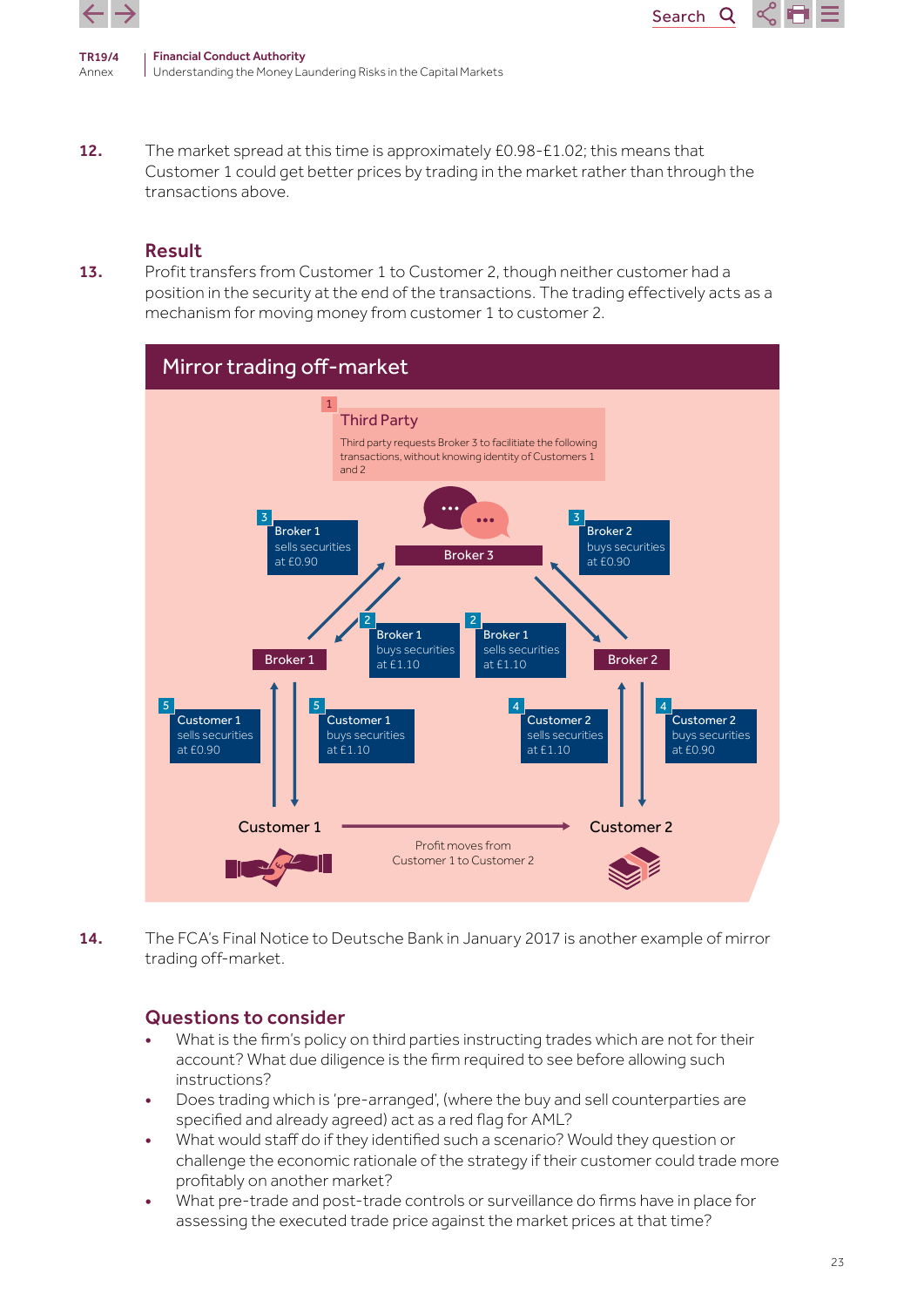12. The market spread at this time is approximately £0.98-£1.02; this means that Customer 1 could get better prices by trading in the market rather than through the transactions above.

### Result

13. Profit transfers from Customer 1 to Customer 2, though neither customer had a position in the security at the end of the transactions. The trading effectively acts as a mechanism for moving money from customer 1 to customer 2.

**Mirror trading off-market**

1 **Third Party**
Third party requests Broker 3 to facilitate the following transactions, without knowing identity of Customers 1 and 2

**Broker 3**

3 Broker 1 sells securities at £0.90

3 Broker 2 buys securities at £0.90

2 Broker 1 buys securities at £1.10

2 Broker 1 sells securities at £1.10

**Broker 1**

**Broker 2**

5 Customer 1 sells securities at £0.90

5 Customer 1 buys securities at £1.10

4 Customer 2 sells securities at £1.10

4 Customer 2 buys securities at £0.90

**Customer 1** → **Customer 2**

Profit moves from Customer 1 to Customer 2

14. The FCA's Final Notice to Deutsche Bank in January 2017 is another example of mirror trading off-market.

### Questions to consider

- What is the firm's policy on third parties instructing trades which are not for their account? What due diligence is the firm required to see before allowing such instructions?
- Does trading which is 'pre-arranged', (where the buy and sell counterparties are specified and already agreed) act as a red flag for AML?
- What would staff do if they identified such a scenario? Would they question or challenge the economic rationale of the strategy if their customer could trade more profitably on another market?
- What pre-trade and post-trade controls or surveillance do firms have in place for assessing the executed trade price against the market prices at that time?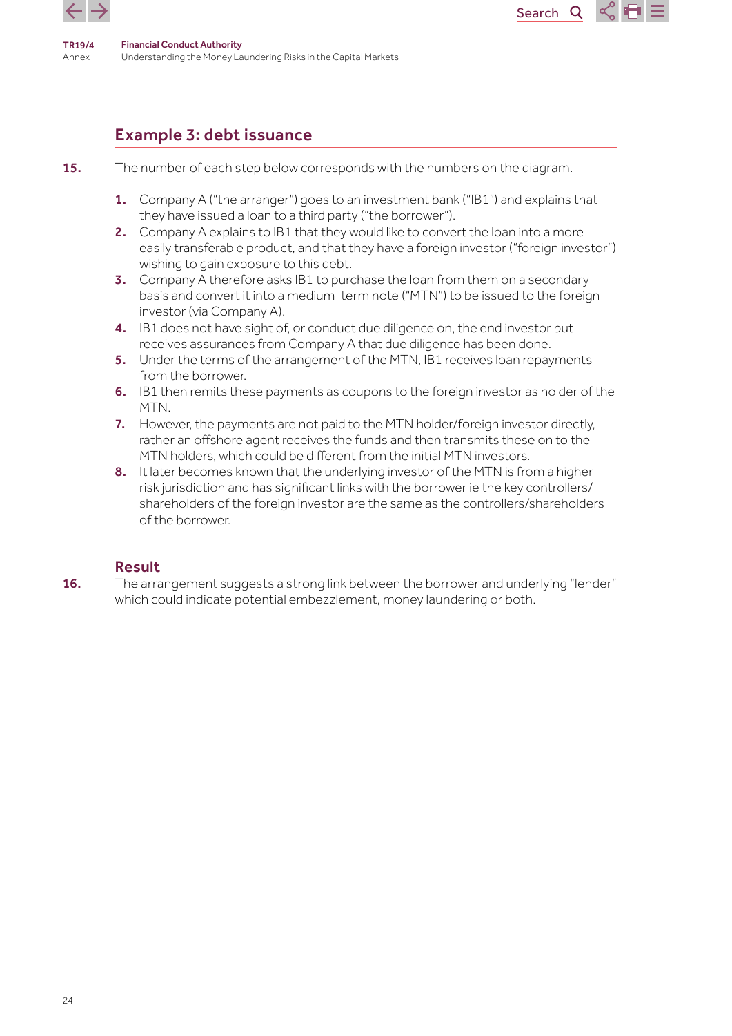## Example 3: debt issuance

**15.** The number of each step below corresponds with the numbers on the diagram.

1. Company A ("the arranger") goes to an investment bank ("IB1") and explains that they have issued a loan to a third party ("the borrower").
2. Company A explains to IB1 that they would like to convert the loan into a more easily transferable product, and that they have a foreign investor ("foreign investor") wishing to gain exposure to this debt.
3. Company A therefore asks IB1 to purchase the loan from them on a secondary basis and convert it into a medium-term note ("MTN") to be issued to the foreign investor (via Company A).
4. IB1 does not have sight of, or conduct due diligence on, the end investor but receives assurances from Company A that due diligence has been done.
5. Under the terms of the arrangement of the MTN, IB1 receives loan repayments from the borrower.
6. IB1 then remits these payments as coupons to the foreign investor as holder of the MTN.
7. However, the payments are not paid to the MTN holder/foreign investor directly, rather an offshore agent receives the funds and then transmits these on to the MTN holders, which could be different from the initial MTN investors.
8. It later becomes known that the underlying investor of the MTN is from a higher-risk jurisdiction and has significant links with the borrower ie the key controllers/shareholders of the foreign investor are the same as the controllers/shareholders of the borrower.

### Result

**16.** The arrangement suggests a strong link between the borrower and underlying "lender" which could indicate potential embezzlement, money laundering or both.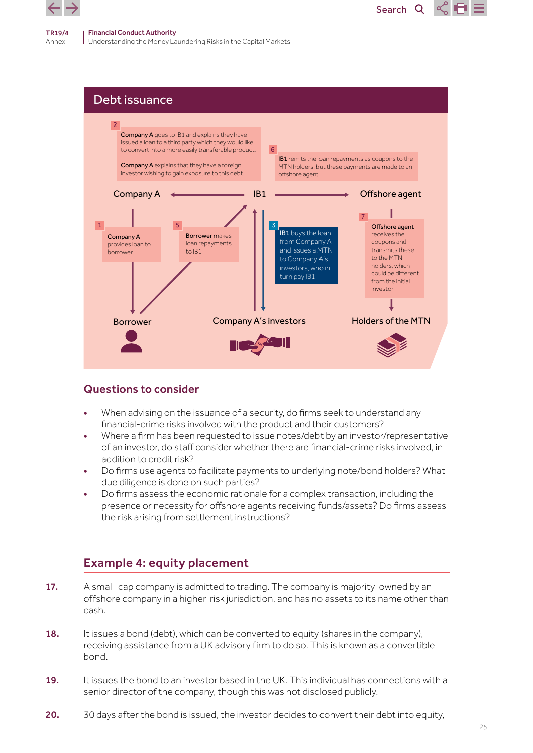## Debt issuance

**1** **Company A** provides loan to borrower

**2** **Company A** goes to IB1 and explains they have issued a loan to a third party which they would like to convert into a more easily transferable product.

**Company A** explains that they have a foreign investor wishing to gain exposure to this debt.

**3** **IB1** buys the loan from Company A and issues a MTN to Company A's investors, who in turn pay IB1

**5** **Borrower** makes loan repayments to IB1

**6** **IB1** remits the loan repayments as coupons to the MTN holders, but these payments are made to an offshore agent.

**7** **Offshore agent** receives the coupons and transmits these to the MTN holders, which could be different from the initial investor

Company A — IB1 — Offshore agent

Borrower — Company A's investors — Holders of the MTN

### Questions to consider

- When advising on the issuance of a security, do firms seek to understand any financial-crime risks involved with the product and their customers?
- Where a firm has been requested to issue notes/debt by an investor/representative of an investor, do staff consider whether there are financial-crime risks involved, in addition to credit risk?
- Do firms use agents to facilitate payments to underlying note/bond holders? What due diligence is done on such parties?
- Do firms assess the economic rationale for a complex transaction, including the presence or necessity for offshore agents receiving funds/assets? Do firms assess the risk arising from settlement instructions?

## Example 4: equity placement

**17.** A small-cap company is admitted to trading. The company is majority-owned by an offshore company in a higher-risk jurisdiction, and has no assets to its name other than cash.

**18.** It issues a bond (debt), which can be converted to equity (shares in the company), receiving assistance from a UK advisory firm to do so. This is known as a convertible bond.

**19.** It issues the bond to an investor based in the UK. This individual has connections with a senior director of the company, though this was not disclosed publicly.

**20.** 30 days after the bond is issued, the investor decides to convert their debt into equity,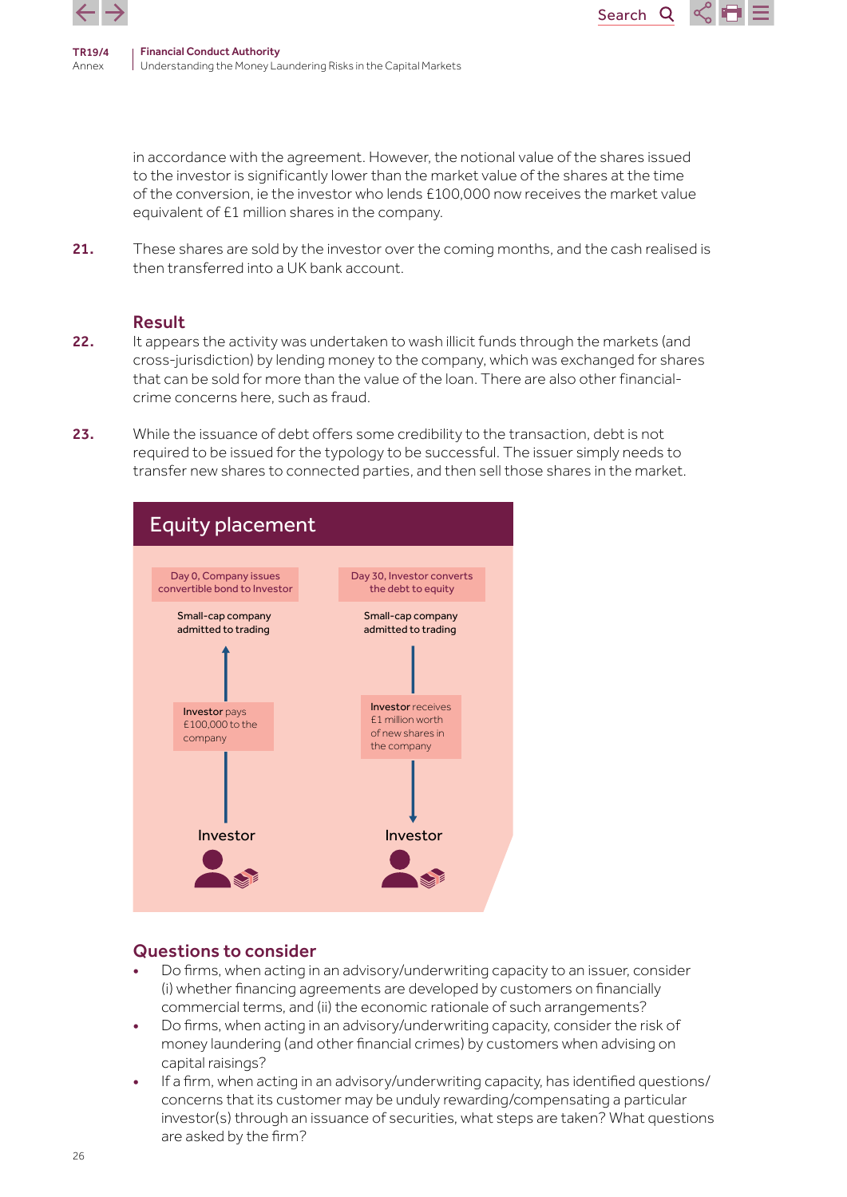in accordance with the agreement. However, the notional value of the shares issued to the investor is significantly lower than the market value of the shares at the time of the conversion, ie the investor who lends £100,000 now receives the market value equivalent of £1 million shares in the company.

21. These shares are sold by the investor over the coming months, and the cash realised is then transferred into a UK bank account.

### Result

22. It appears the activity was undertaken to wash illicit funds through the markets (and cross-jurisdiction) by lending money to the company, which was exchanged for shares that can be sold for more than the value of the loan. There are also other financial-crime concerns here, such as fraud.

23. While the issuance of debt offers some credibility to the transaction, debt is not required to be issued for the typology to be successful. The issuer simply needs to transfer new shares to connected parties, and then sell those shares in the market.

**Equity placement**

Day 0, Company issues convertible bond to Investor

Small-cap company admitted to trading

**Investor** pays £100,000 to the company

Investor

Day 30, Investor converts the debt to equity

Small-cap company admitted to trading

**Investor** receives £1 million worth of new shares in the company

Investor

### Questions to consider

- Do firms, when acting in an advisory/underwriting capacity to an issuer, consider (i) whether financing agreements are developed by customers on financially commercial terms, and (ii) the economic rationale of such arrangements?
- Do firms, when acting in an advisory/underwriting capacity, consider the risk of money laundering (and other financial crimes) by customers when advising on capital raisings?
- If a firm, when acting in an advisory/underwriting capacity, has identified questions/concerns that its customer may be unduly rewarding/compensating a particular investor(s) through an issuance of securities, what steps are taken? What questions are asked by the firm?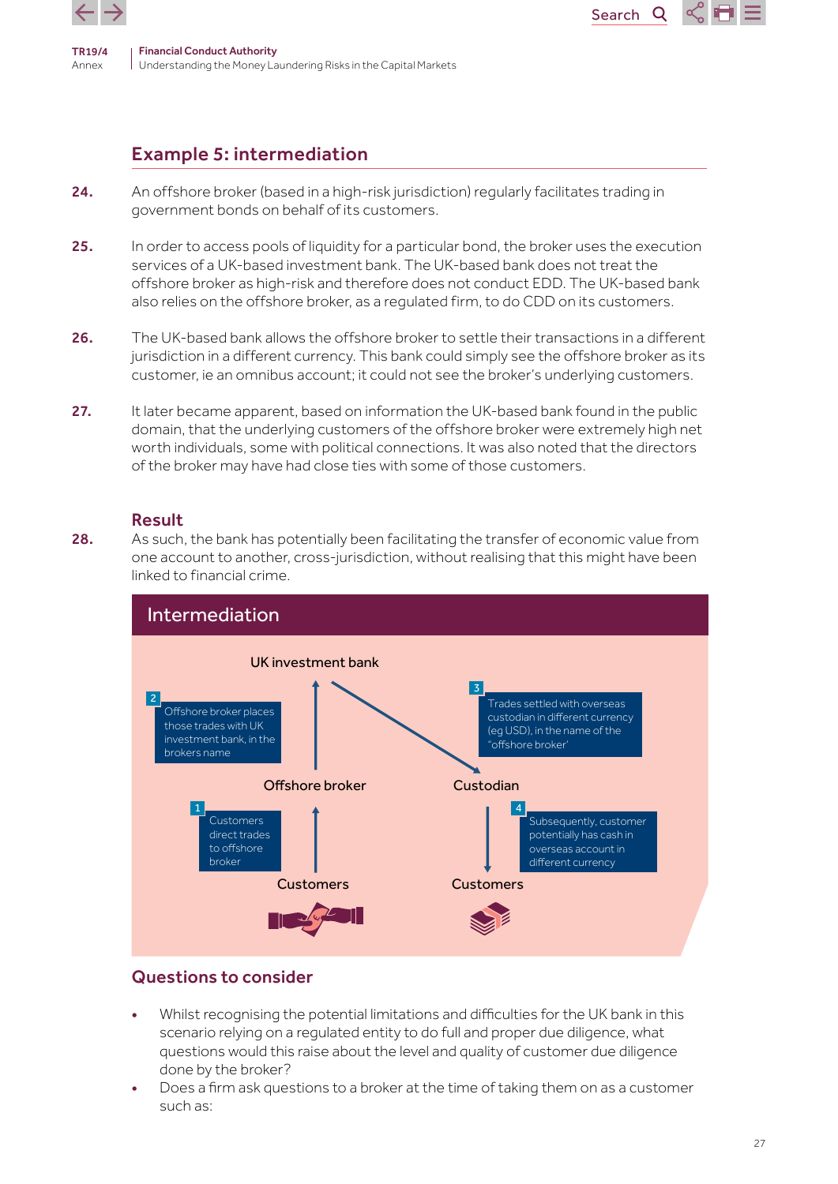## Example 5: intermediation

**24.** An offshore broker (based in a high-risk jurisdiction) regularly facilitates trading in government bonds on behalf of its customers.

**25.** In order to access pools of liquidity for a particular bond, the broker uses the execution services of a UK-based investment bank. The UK-based bank does not treat the offshore broker as high-risk and therefore does not conduct EDD. The UK-based bank also relies on the offshore broker, as a regulated firm, to do CDD on its customers.

**26.** The UK-based bank allows the offshore broker to settle their transactions in a different jurisdiction in a different currency. This bank could simply see the offshore broker as its customer, ie an omnibus account; it could not see the broker's underlying customers.

**27.** It later became apparent, based on information the UK-based bank found in the public domain, that the underlying customers of the offshore broker were extremely high net worth individuals, some with political connections. It was also noted that the directors of the broker may have had close ties with some of those customers.

### Result

**28.** As such, the bank has potentially been facilitating the transfer of economic value from one account to another, cross-jurisdiction, without realising that this might have been linked to financial crime.

**Intermediation**

UK investment bank

2 Offshore broker places those trades with UK investment bank, in the brokers name

3 Trades settled with overseas custodian in different currency (eg USD), in the name of the 'offshore broker'

Offshore broker

Custodian

1 Customers direct trades to offshore broker

4 Subsequently, customer potentially has cash in overseas account in different currency

Customers

Customers

### Questions to consider

- Whilst recognising the potential limitations and difficulties for the UK bank in this scenario relying on a regulated entity to do full and proper due diligence, what questions would this raise about the level and quality of customer due diligence done by the broker?
- Does a firm ask questions to a broker at the time of taking them on as a customer such as: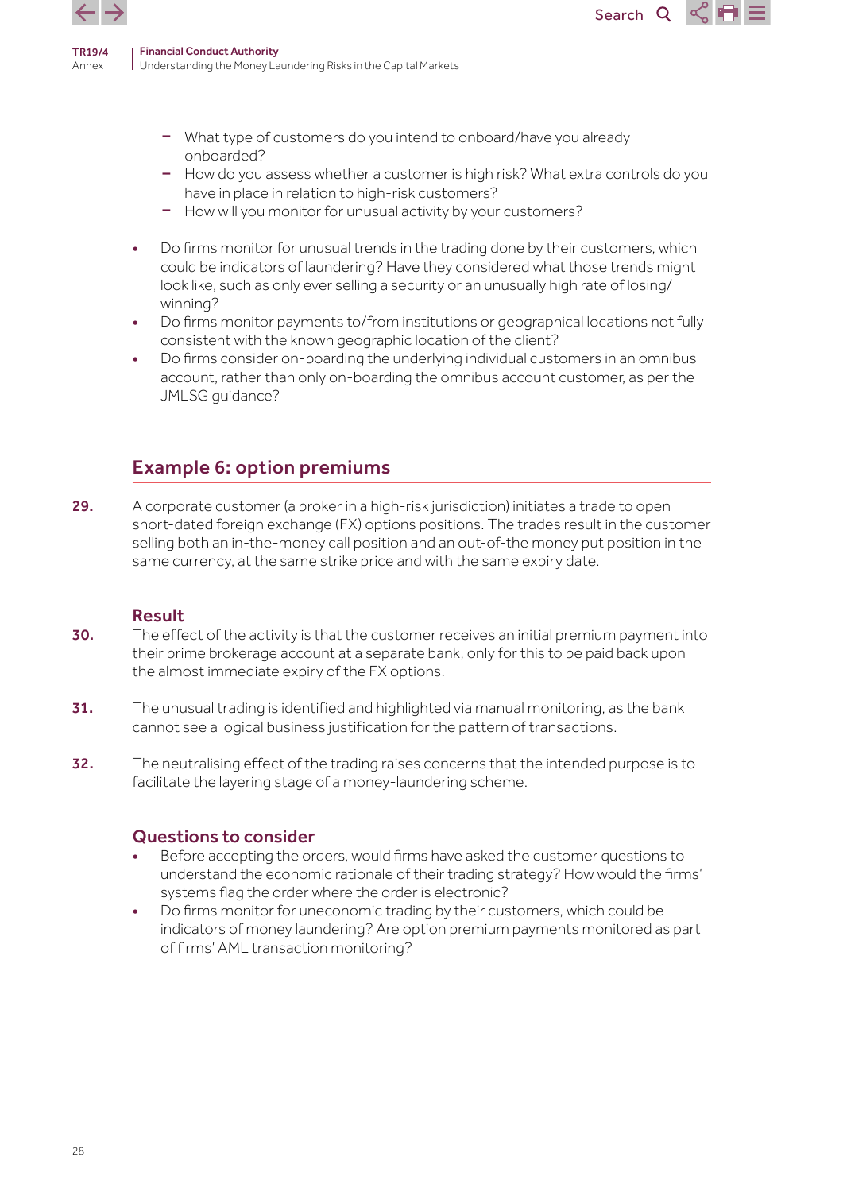- What type of customers do you intend to onboard/have you already onboarded?
- How do you assess whether a customer is high risk? What extra controls do you have in place in relation to high-risk customers?
- How will you monitor for unusual activity by your customers?

- Do firms monitor for unusual trends in the trading done by their customers, which could be indicators of laundering? Have they considered what those trends might look like, such as only ever selling a security or an unusually high rate of losing/winning?
- Do firms monitor payments to/from institutions or geographical locations not fully consistent with the known geographic location of the client?
- Do firms consider on-boarding the underlying individual customers in an omnibus account, rather than only on-boarding the omnibus account customer, as per the JMLSG guidance?

## Example 6: option premiums

**29.** A corporate customer (a broker in a high-risk jurisdiction) initiates a trade to open short-dated foreign exchange (FX) options positions. The trades result in the customer selling both an in-the-money call position and an out-of-the money put position in the same currency, at the same strike price and with the same expiry date.

### Result

**30.** The effect of the activity is that the customer receives an initial premium payment into their prime brokerage account at a separate bank, only for this to be paid back upon the almost immediate expiry of the FX options.

**31.** The unusual trading is identified and highlighted via manual monitoring, as the bank cannot see a logical business justification for the pattern of transactions.

**32.** The neutralising effect of the trading raises concerns that the intended purpose is to facilitate the layering stage of a money-laundering scheme.

### Questions to consider

- Before accepting the orders, would firms have asked the customer questions to understand the economic rationale of their trading strategy? How would the firms' systems flag the order where the order is electronic?
- Do firms monitor for uneconomic trading by their customers, which could be indicators of money laundering? Are option premium payments monitored as part of firms' AML transaction monitoring?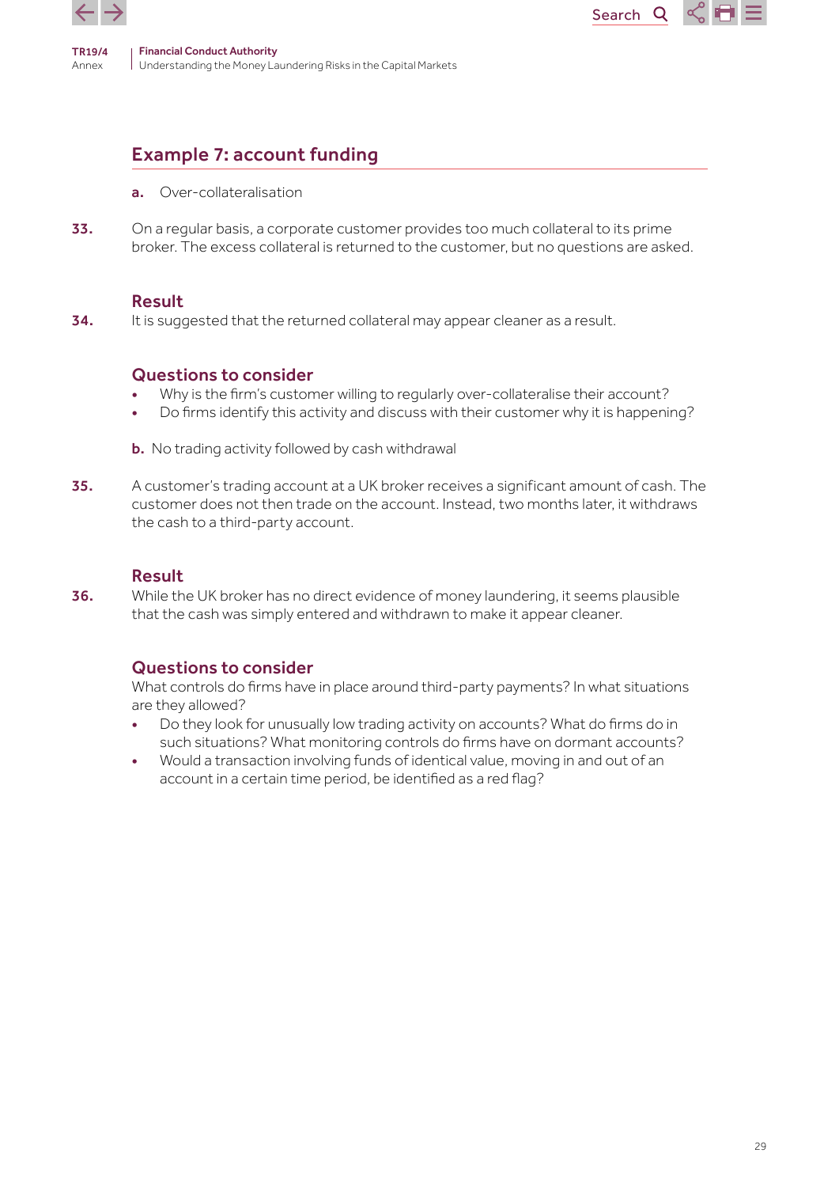## Example 7: account funding

**a.** Over-collateralisation

**33.** On a regular basis, a corporate customer provides too much collateral to its prime broker. The excess collateral is returned to the customer, but no questions are asked.

### Result

**34.** It is suggested that the returned collateral may appear cleaner as a result.

### Questions to consider

- Why is the firm's customer willing to regularly over-collateralise their account?
- Do firms identify this activity and discuss with their customer why it is happening?

**b.** No trading activity followed by cash withdrawal

**35.** A customer's trading account at a UK broker receives a significant amount of cash. The customer does not then trade on the account. Instead, two months later, it withdraws the cash to a third-party account.

### Result

**36.** While the UK broker has no direct evidence of money laundering, it seems plausible that the cash was simply entered and withdrawn to make it appear cleaner.

### Questions to consider

What controls do firms have in place around third-party payments? In what situations are they allowed?

- Do they look for unusually low trading activity on accounts? What do firms do in such situations? What monitoring controls do firms have on dormant accounts?
- Would a transaction involving funds of identical value, moving in and out of an account in a certain time period, be identified as a red flag?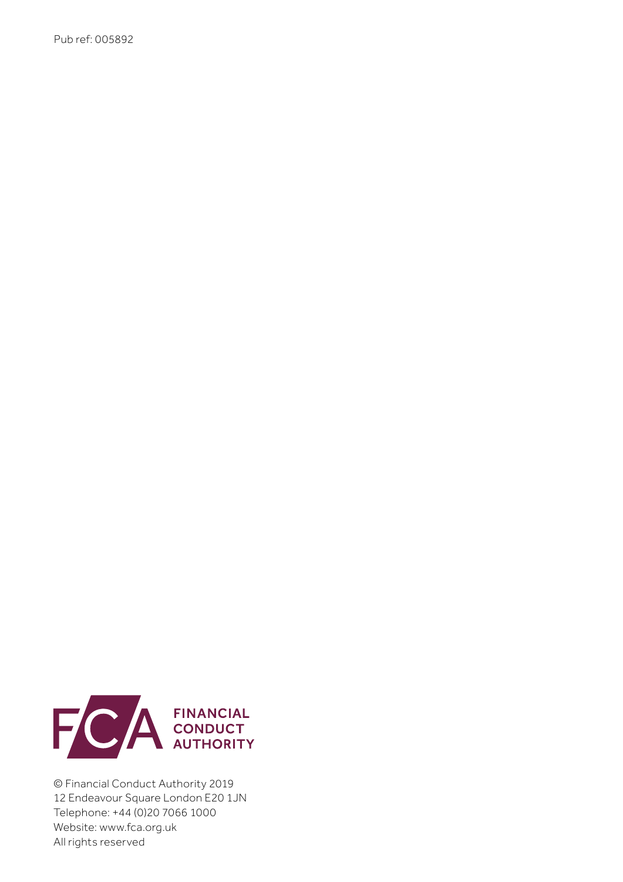Pub ref: 005892

FINANCIAL
CONDUCT
AUTHORITY

© Financial Conduct Authority 2019
12 Endeavour Square London E20 1JN
Telephone: +44 (0)20 7066 1000
Website: www.fca.org.uk
All rights reserved